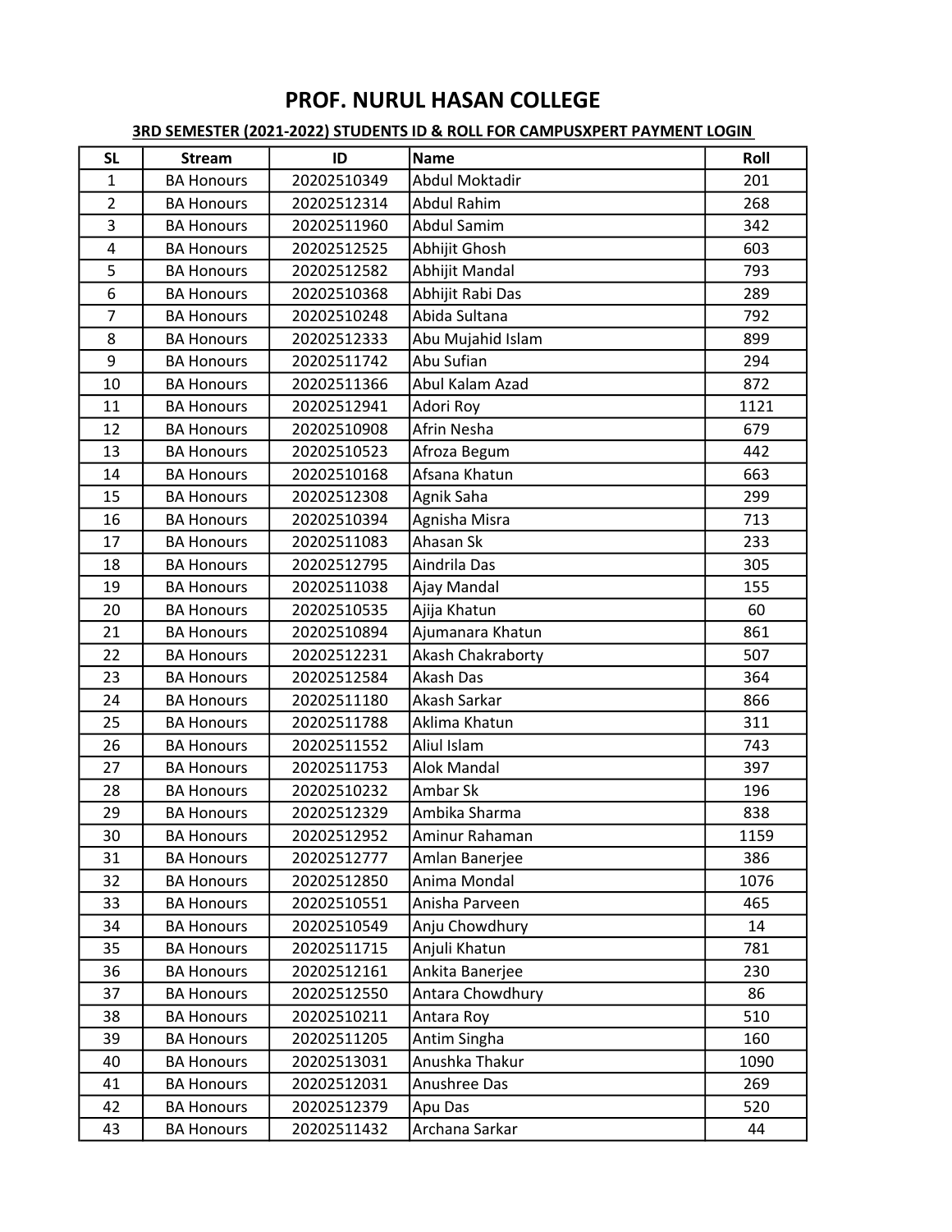# PROF. NURUL HASAN COLLEGE

**3RD SEMESTER (2021-2022) STUDENTS ID & ROLL FOR CAMPUSXPERT PAYMENT LOGIN**

| SL | Stream | ID | Name | Roll |
|---|---|---|---|---|
| 1 | BA Honours | 20202510349 | Abdul Moktadir | 201 |
| 2 | BA Honours | 20202512314 | Abdul Rahim | 268 |
| 3 | BA Honours | 20202511960 | Abdul Samim | 342 |
| 4 | BA Honours | 20202512525 | Abhijit Ghosh | 603 |
| 5 | BA Honours | 20202512582 | Abhijit Mandal | 793 |
| 6 | BA Honours | 20202510368 | Abhijit Rabi Das | 289 |
| 7 | BA Honours | 20202510248 | Abida Sultana | 792 |
| 8 | BA Honours | 20202512333 | Abu Mujahid Islam | 899 |
| 9 | BA Honours | 20202511742 | Abu Sufian | 294 |
| 10 | BA Honours | 20202511366 | Abul Kalam Azad | 872 |
| 11 | BA Honours | 20202512941 | Adori Roy | 1121 |
| 12 | BA Honours | 20202510908 | Afrin Nesha | 679 |
| 13 | BA Honours | 20202510523 | Afroza Begum | 442 |
| 14 | BA Honours | 20202510168 | Afsana Khatun | 663 |
| 15 | BA Honours | 20202512308 | Agnik Saha | 299 |
| 16 | BA Honours | 20202510394 | Agnisha Misra | 713 |
| 17 | BA Honours | 20202511083 | Ahasan Sk | 233 |
| 18 | BA Honours | 20202512795 | Aindrila Das | 305 |
| 19 | BA Honours | 20202511038 | Ajay Mandal | 155 |
| 20 | BA Honours | 20202510535 | Ajija Khatun | 60 |
| 21 | BA Honours | 20202510894 | Ajumanara Khatun | 861 |
| 22 | BA Honours | 20202512231 | Akash Chakraborty | 507 |
| 23 | BA Honours | 20202512584 | Akash Das | 364 |
| 24 | BA Honours | 20202511180 | Akash Sarkar | 866 |
| 25 | BA Honours | 20202511788 | Aklima Khatun | 311 |
| 26 | BA Honours | 20202511552 | Aliul Islam | 743 |
| 27 | BA Honours | 20202511753 | Alok Mandal | 397 |
| 28 | BA Honours | 20202510232 | Ambar Sk | 196 |
| 29 | BA Honours | 20202512329 | Ambika Sharma | 838 |
| 30 | BA Honours | 20202512952 | Aminur Rahaman | 1159 |
| 31 | BA Honours | 20202512777 | Amlan Banerjee | 386 |
| 32 | BA Honours | 20202512850 | Anima Mondal | 1076 |
| 33 | BA Honours | 20202510551 | Anisha Parveen | 465 |
| 34 | BA Honours | 20202510549 | Anju Chowdhury | 14 |
| 35 | BA Honours | 20202511715 | Anjuli Khatun | 781 |
| 36 | BA Honours | 20202512161 | Ankita Banerjee | 230 |
| 37 | BA Honours | 20202512550 | Antara Chowdhury | 86 |
| 38 | BA Honours | 20202510211 | Antara Roy | 510 |
| 39 | BA Honours | 20202511205 | Antim Singha | 160 |
| 40 | BA Honours | 20202513031 | Anushka Thakur | 1090 |
| 41 | BA Honours | 20202512031 | Anushree Das | 269 |
| 42 | BA Honours | 20202512379 | Apu Das | 520 |
| 43 | BA Honours | 20202511432 | Archana Sarkar | 44 |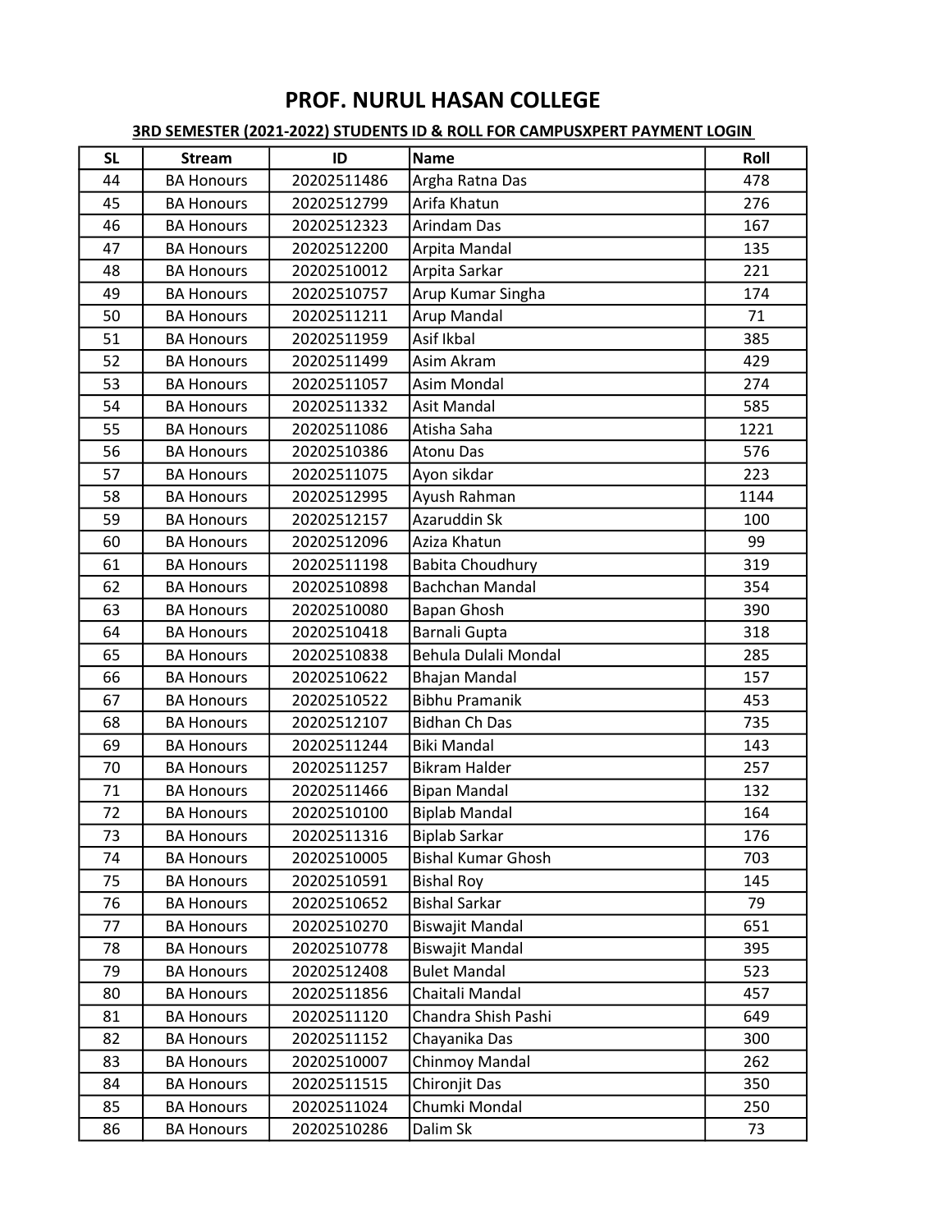# PROF. NURUL HASAN COLLEGE

**3RD SEMESTER (2021-2022) STUDENTS ID & ROLL FOR CAMPUSXPERT PAYMENT LOGIN**

| SL | Stream | ID | Name | Roll |
|---|---|---|---|---|
| 44 | BA Honours | 20202511486 | Argha Ratna Das | 478 |
| 45 | BA Honours | 20202512799 | Arifa Khatun | 276 |
| 46 | BA Honours | 20202512323 | Arindam Das | 167 |
| 47 | BA Honours | 20202512200 | Arpita Mandal | 135 |
| 48 | BA Honours | 20202510012 | Arpita Sarkar | 221 |
| 49 | BA Honours | 20202510757 | Arup Kumar Singha | 174 |
| 50 | BA Honours | 20202511211 | Arup Mandal | 71 |
| 51 | BA Honours | 20202511959 | Asif Ikbal | 385 |
| 52 | BA Honours | 20202511499 | Asim Akram | 429 |
| 53 | BA Honours | 20202511057 | Asim Mondal | 274 |
| 54 | BA Honours | 20202511332 | Asit Mandal | 585 |
| 55 | BA Honours | 20202511086 | Atisha Saha | 1221 |
| 56 | BA Honours | 20202510386 | Atonu Das | 576 |
| 57 | BA Honours | 20202511075 | Ayon sikdar | 223 |
| 58 | BA Honours | 20202512995 | Ayush Rahman | 1144 |
| 59 | BA Honours | 20202512157 | Azaruddin Sk | 100 |
| 60 | BA Honours | 20202512096 | Aziza Khatun | 99 |
| 61 | BA Honours | 20202511198 | Babita Choudhury | 319 |
| 62 | BA Honours | 20202510898 | Bachchan Mandal | 354 |
| 63 | BA Honours | 20202510080 | Bapan Ghosh | 390 |
| 64 | BA Honours | 20202510418 | Barnali Gupta | 318 |
| 65 | BA Honours | 20202510838 | Behula Dulali Mondal | 285 |
| 66 | BA Honours | 20202510622 | Bhajan Mandal | 157 |
| 67 | BA Honours | 20202510522 | Bibhu Pramanik | 453 |
| 68 | BA Honours | 20202512107 | Bidhan Ch Das | 735 |
| 69 | BA Honours | 20202511244 | Biki Mandal | 143 |
| 70 | BA Honours | 20202511257 | Bikram Halder | 257 |
| 71 | BA Honours | 20202511466 | Bipan Mandal | 132 |
| 72 | BA Honours | 20202510100 | Biplab Mandal | 164 |
| 73 | BA Honours | 20202511316 | Biplab Sarkar | 176 |
| 74 | BA Honours | 20202510005 | Bishal Kumar Ghosh | 703 |
| 75 | BA Honours | 20202510591 | Bishal Roy | 145 |
| 76 | BA Honours | 20202510652 | Bishal Sarkar | 79 |
| 77 | BA Honours | 20202510270 | Biswajit Mandal | 651 |
| 78 | BA Honours | 20202510778 | Biswajit Mandal | 395 |
| 79 | BA Honours | 20202512408 | Bulet Mandal | 523 |
| 80 | BA Honours | 20202511856 | Chaitali Mandal | 457 |
| 81 | BA Honours | 20202511120 | Chandra Shish Pashi | 649 |
| 82 | BA Honours | 20202511152 | Chayanika Das | 300 |
| 83 | BA Honours | 20202510007 | Chinmoy Mandal | 262 |
| 84 | BA Honours | 20202511515 | Chironjit Das | 350 |
| 85 | BA Honours | 20202511024 | Chumki Mondal | 250 |
| 86 | BA Honours | 20202510286 | Dalim Sk | 73 |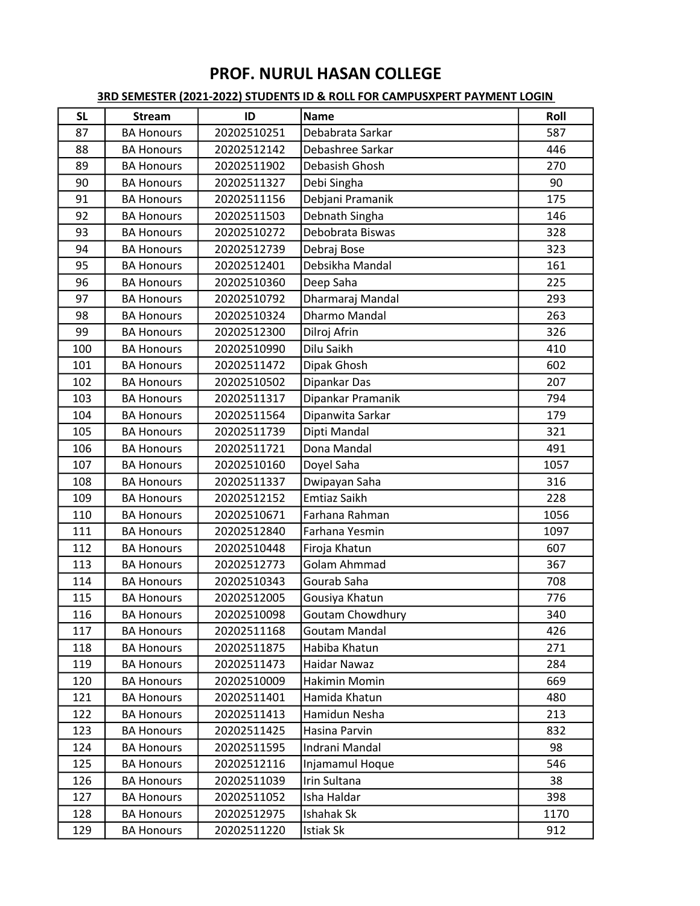# PROF. NURUL HASAN COLLEGE

**3RD SEMESTER (2021-2022) STUDENTS ID & ROLL FOR CAMPUSXPERT PAYMENT LOGIN**

| SL | Stream | ID | Name | Roll |
|---|---|---|---|---|
| 87 | BA Honours | 20202510251 | Debabrata Sarkar | 587 |
| 88 | BA Honours | 20202512142 | Debashree Sarkar | 446 |
| 89 | BA Honours | 20202511902 | Debasish Ghosh | 270 |
| 90 | BA Honours | 20202511327 | Debi Singha | 90 |
| 91 | BA Honours | 20202511156 | Debjani Pramanik | 175 |
| 92 | BA Honours | 20202511503 | Debnath Singha | 146 |
| 93 | BA Honours | 20202510272 | Debobrata Biswas | 328 |
| 94 | BA Honours | 20202512739 | Debraj Bose | 323 |
| 95 | BA Honours | 20202512401 | Debsikha Mandal | 161 |
| 96 | BA Honours | 20202510360 | Deep Saha | 225 |
| 97 | BA Honours | 20202510792 | Dharmaraj Mandal | 293 |
| 98 | BA Honours | 20202510324 | Dharmo Mandal | 263 |
| 99 | BA Honours | 20202512300 | Dilroj Afrin | 326 |
| 100 | BA Honours | 20202510990 | Dilu Saikh | 410 |
| 101 | BA Honours | 20202511472 | Dipak Ghosh | 602 |
| 102 | BA Honours | 20202510502 | Dipankar Das | 207 |
| 103 | BA Honours | 20202511317 | Dipankar Pramanik | 794 |
| 104 | BA Honours | 20202511564 | Dipanwita Sarkar | 179 |
| 105 | BA Honours | 20202511739 | Dipti Mandal | 321 |
| 106 | BA Honours | 20202511721 | Dona Mandal | 491 |
| 107 | BA Honours | 20202510160 | Doyel Saha | 1057 |
| 108 | BA Honours | 20202511337 | Dwipayan Saha | 316 |
| 109 | BA Honours | 20202512152 | Emtiaz Saikh | 228 |
| 110 | BA Honours | 20202510671 | Farhana Rahman | 1056 |
| 111 | BA Honours | 20202512840 | Farhana Yesmin | 1097 |
| 112 | BA Honours | 20202510448 | Firoja Khatun | 607 |
| 113 | BA Honours | 20202512773 | Golam Ahmmad | 367 |
| 114 | BA Honours | 20202510343 | Gourab Saha | 708 |
| 115 | BA Honours | 20202512005 | Gousiya Khatun | 776 |
| 116 | BA Honours | 20202510098 | Goutam Chowdhury | 340 |
| 117 | BA Honours | 20202511168 | Goutam Mandal | 426 |
| 118 | BA Honours | 20202511875 | Habiba Khatun | 271 |
| 119 | BA Honours | 20202511473 | Haidar Nawaz | 284 |
| 120 | BA Honours | 20202510009 | Hakimin Momin | 669 |
| 121 | BA Honours | 20202511401 | Hamida Khatun | 480 |
| 122 | BA Honours | 20202511413 | Hamidun Nesha | 213 |
| 123 | BA Honours | 20202511425 | Hasina Parvin | 832 |
| 124 | BA Honours | 20202511595 | Indrani Mandal | 98 |
| 125 | BA Honours | 20202512116 | Injamamul Hoque | 546 |
| 126 | BA Honours | 20202511039 | Irin Sultana | 38 |
| 127 | BA Honours | 20202511052 | Isha Haldar | 398 |
| 128 | BA Honours | 20202512975 | Ishahak Sk | 1170 |
| 129 | BA Honours | 20202511220 | Istiak Sk | 912 |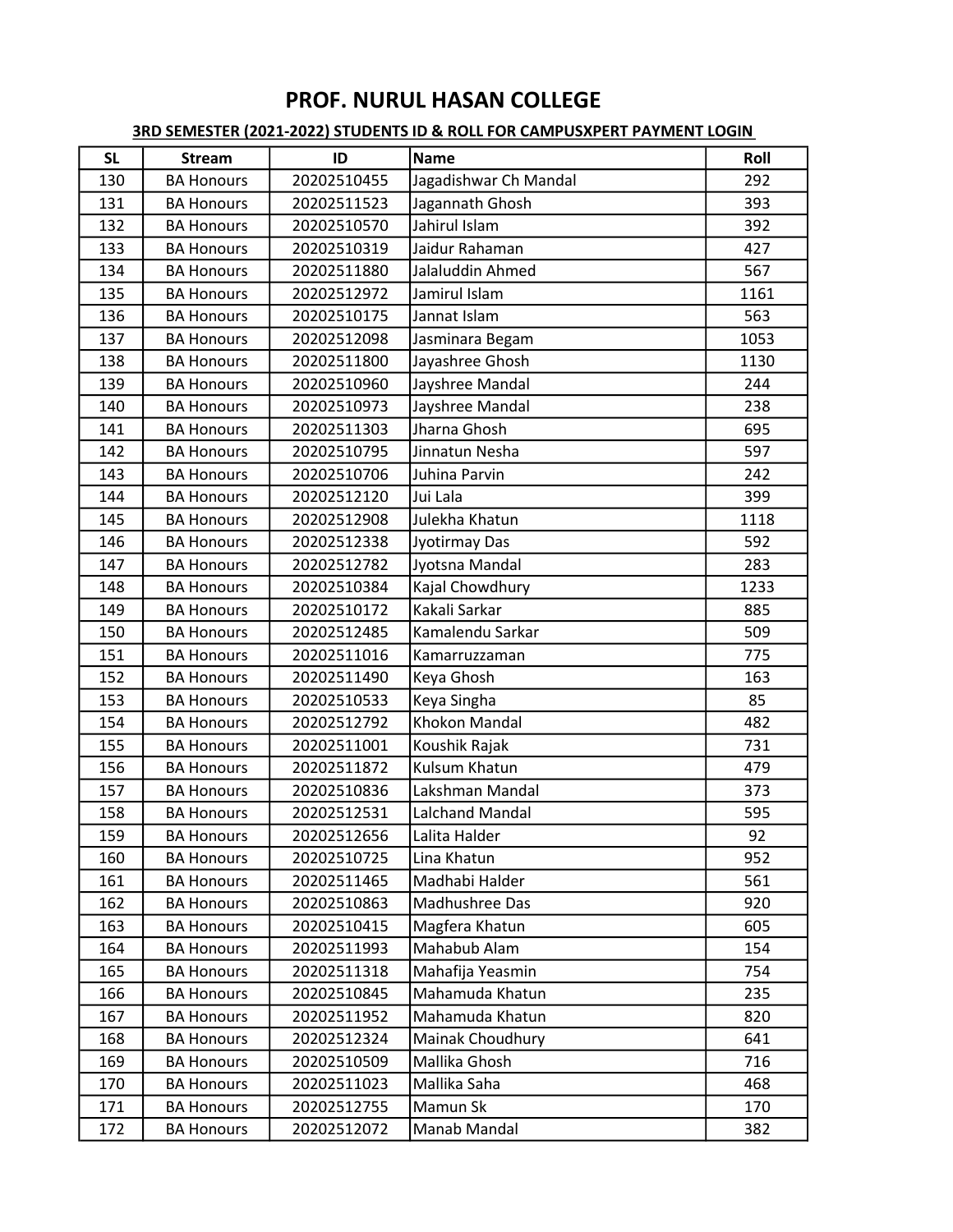# PROF. NURUL HASAN COLLEGE

**3RD SEMESTER (2021-2022) STUDENTS ID & ROLL FOR CAMPUSXPERT PAYMENT LOGIN**

| SL | Stream | ID | Name | Roll |
|---|---|---|---|---|
| 130 | BA Honours | 20202510455 | Jagadishwar Ch Mandal | 292 |
| 131 | BA Honours | 20202511523 | Jagannath Ghosh | 393 |
| 132 | BA Honours | 20202510570 | Jahirul Islam | 392 |
| 133 | BA Honours | 20202510319 | Jaidur Rahaman | 427 |
| 134 | BA Honours | 20202511880 | Jalaluddin Ahmed | 567 |
| 135 | BA Honours | 20202512972 | Jamirul Islam | 1161 |
| 136 | BA Honours | 20202510175 | Jannat Islam | 563 |
| 137 | BA Honours | 20202512098 | Jasminara Begam | 1053 |
| 138 | BA Honours | 20202511800 | Jayashree Ghosh | 1130 |
| 139 | BA Honours | 20202510960 | Jayshree Mandal | 244 |
| 140 | BA Honours | 20202510973 | Jayshree Mandal | 238 |
| 141 | BA Honours | 20202511303 | Jharna Ghosh | 695 |
| 142 | BA Honours | 20202510795 | Jinnatun Nesha | 597 |
| 143 | BA Honours | 20202510706 | Juhina Parvin | 242 |
| 144 | BA Honours | 20202512120 | Jui Lala | 399 |
| 145 | BA Honours | 20202512908 | Julekha Khatun | 1118 |
| 146 | BA Honours | 20202512338 | Jyotirmay Das | 592 |
| 147 | BA Honours | 20202512782 | Jyotsna Mandal | 283 |
| 148 | BA Honours | 20202510384 | Kajal Chowdhury | 1233 |
| 149 | BA Honours | 20202510172 | Kakali Sarkar | 885 |
| 150 | BA Honours | 20202512485 | Kamalendu Sarkar | 509 |
| 151 | BA Honours | 20202511016 | Kamarruzzaman | 775 |
| 152 | BA Honours | 20202511490 | Keya Ghosh | 163 |
| 153 | BA Honours | 20202510533 | Keya Singha | 85 |
| 154 | BA Honours | 20202512792 | Khokon Mandal | 482 |
| 155 | BA Honours | 20202511001 | Koushik Rajak | 731 |
| 156 | BA Honours | 20202511872 | Kulsum Khatun | 479 |
| 157 | BA Honours | 20202510836 | Lakshman Mandal | 373 |
| 158 | BA Honours | 20202512531 | Lalchand Mandal | 595 |
| 159 | BA Honours | 20202512656 | Lalita Halder | 92 |
| 160 | BA Honours | 20202510725 | Lina Khatun | 952 |
| 161 | BA Honours | 20202511465 | Madhabi Halder | 561 |
| 162 | BA Honours | 20202510863 | Madhushree Das | 920 |
| 163 | BA Honours | 20202510415 | Magfera Khatun | 605 |
| 164 | BA Honours | 20202511993 | Mahabub Alam | 154 |
| 165 | BA Honours | 20202511318 | Mahafija Yeasmin | 754 |
| 166 | BA Honours | 20202510845 | Mahamuda Khatun | 235 |
| 167 | BA Honours | 20202511952 | Mahamuda Khatun | 820 |
| 168 | BA Honours | 20202512324 | Mainak Choudhury | 641 |
| 169 | BA Honours | 20202510509 | Mallika Ghosh | 716 |
| 170 | BA Honours | 20202511023 | Mallika Saha | 468 |
| 171 | BA Honours | 20202512755 | Mamun Sk | 170 |
| 172 | BA Honours | 20202512072 | Manab Mandal | 382 |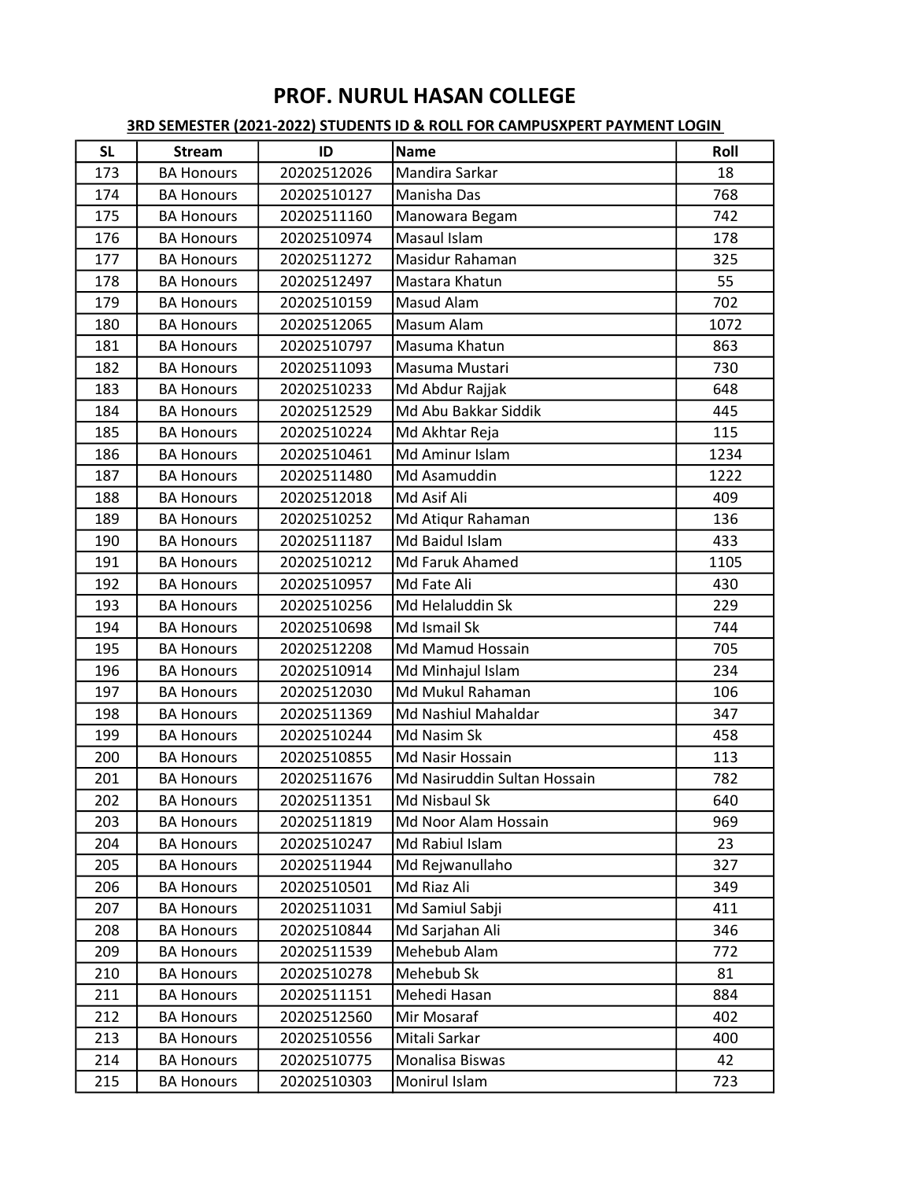# PROF. NURUL HASAN COLLEGE

**3RD SEMESTER (2021-2022) STUDENTS ID & ROLL FOR CAMPUSXPERT PAYMENT LOGIN**

| SL | Stream | ID | Name | Roll |
|---|---|---|---|---|
| 173 | BA Honours | 20202512026 | Mandira Sarkar | 18 |
| 174 | BA Honours | 20202510127 | Manisha Das | 768 |
| 175 | BA Honours | 20202511160 | Manowara Begam | 742 |
| 176 | BA Honours | 20202510974 | Masaul Islam | 178 |
| 177 | BA Honours | 20202511272 | Masidur Rahaman | 325 |
| 178 | BA Honours | 20202512497 | Mastara Khatun | 55 |
| 179 | BA Honours | 20202510159 | Masud Alam | 702 |
| 180 | BA Honours | 20202512065 | Masum Alam | 1072 |
| 181 | BA Honours | 20202510797 | Masuma Khatun | 863 |
| 182 | BA Honours | 20202511093 | Masuma Mustari | 730 |
| 183 | BA Honours | 20202510233 | Md Abdur Rajjak | 648 |
| 184 | BA Honours | 20202512529 | Md Abu Bakkar Siddik | 445 |
| 185 | BA Honours | 20202510224 | Md Akhtar Reja | 115 |
| 186 | BA Honours | 20202510461 | Md Aminur Islam | 1234 |
| 187 | BA Honours | 20202511480 | Md Asamuddin | 1222 |
| 188 | BA Honours | 20202512018 | Md Asif Ali | 409 |
| 189 | BA Honours | 20202510252 | Md Atiqur Rahaman | 136 |
| 190 | BA Honours | 20202511187 | Md Baidul Islam | 433 |
| 191 | BA Honours | 20202510212 | Md Faruk Ahamed | 1105 |
| 192 | BA Honours | 20202510957 | Md Fate Ali | 430 |
| 193 | BA Honours | 20202510256 | Md Helaluddin Sk | 229 |
| 194 | BA Honours | 20202510698 | Md Ismail Sk | 744 |
| 195 | BA Honours | 20202512208 | Md Mamud Hossain | 705 |
| 196 | BA Honours | 20202510914 | Md Minhajul Islam | 234 |
| 197 | BA Honours | 20202512030 | Md Mukul Rahaman | 106 |
| 198 | BA Honours | 20202511369 | Md Nashiul Mahaldar | 347 |
| 199 | BA Honours | 20202510244 | Md Nasim Sk | 458 |
| 200 | BA Honours | 20202510855 | Md Nasir Hossain | 113 |
| 201 | BA Honours | 20202511676 | Md Nasiruddin Sultan Hossain | 782 |
| 202 | BA Honours | 20202511351 | Md Nisbaul Sk | 640 |
| 203 | BA Honours | 20202511819 | Md Noor Alam Hossain | 969 |
| 204 | BA Honours | 20202510247 | Md Rabiul Islam | 23 |
| 205 | BA Honours | 20202511944 | Md Rejwanullaho | 327 |
| 206 | BA Honours | 20202510501 | Md Riaz Ali | 349 |
| 207 | BA Honours | 20202511031 | Md Samiul Sabji | 411 |
| 208 | BA Honours | 20202510844 | Md Sarjahan Ali | 346 |
| 209 | BA Honours | 20202511539 | Mehebub Alam | 772 |
| 210 | BA Honours | 20202510278 | Mehebub Sk | 81 |
| 211 | BA Honours | 20202511151 | Mehedi Hasan | 884 |
| 212 | BA Honours | 20202512560 | Mir Mosaraf | 402 |
| 213 | BA Honours | 20202510556 | Mitali Sarkar | 400 |
| 214 | BA Honours | 20202510775 | Monalisa Biswas | 42 |
| 215 | BA Honours | 20202510303 | Monirul Islam | 723 |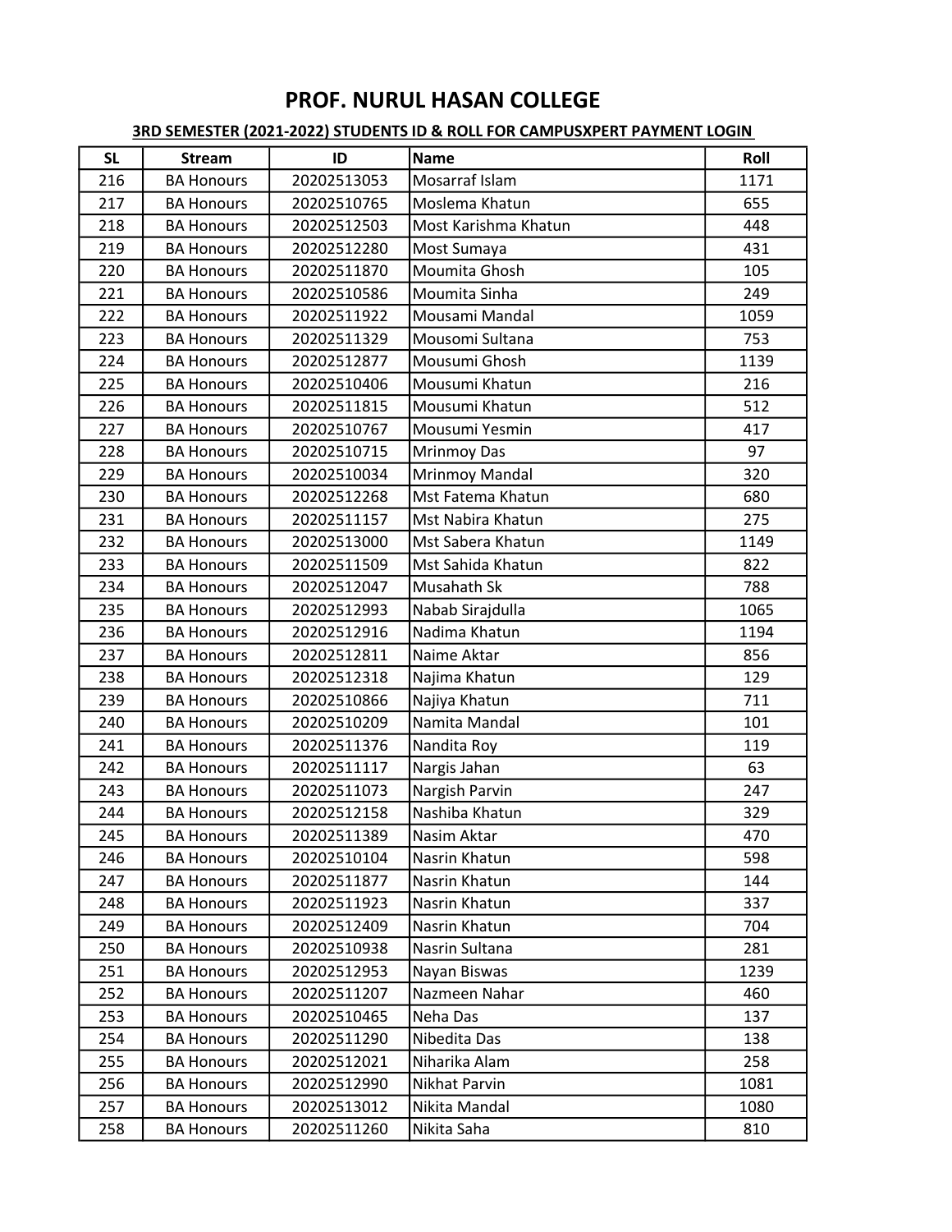# PROF. NURUL HASAN COLLEGE

## 3RD SEMESTER (2021-2022) STUDENTS ID & ROLL FOR CAMPUSXPERT PAYMENT LOGIN

| SL | Stream | ID | Name | Roll |
|---|---|---|---|---|
| 216 | BA Honours | 20202513053 | Mosarraf Islam | 1171 |
| 217 | BA Honours | 20202510765 | Moslema Khatun | 655 |
| 218 | BA Honours | 20202512503 | Most Karishma Khatun | 448 |
| 219 | BA Honours | 20202512280 | Most Sumaya | 431 |
| 220 | BA Honours | 20202511870 | Moumita Ghosh | 105 |
| 221 | BA Honours | 20202510586 | Moumita Sinha | 249 |
| 222 | BA Honours | 20202511922 | Mousami Mandal | 1059 |
| 223 | BA Honours | 20202511329 | Mousomi Sultana | 753 |
| 224 | BA Honours | 20202512877 | Mousumi Ghosh | 1139 |
| 225 | BA Honours | 20202510406 | Mousumi Khatun | 216 |
| 226 | BA Honours | 20202511815 | Mousumi Khatun | 512 |
| 227 | BA Honours | 20202510767 | Mousumi Yesmin | 417 |
| 228 | BA Honours | 20202510715 | Mrinmoy Das | 97 |
| 229 | BA Honours | 20202510034 | Mrinmoy Mandal | 320 |
| 230 | BA Honours | 20202512268 | Mst Fatema Khatun | 680 |
| 231 | BA Honours | 20202511157 | Mst Nabira Khatun | 275 |
| 232 | BA Honours | 20202513000 | Mst Sabera Khatun | 1149 |
| 233 | BA Honours | 20202511509 | Mst Sahida Khatun | 822 |
| 234 | BA Honours | 20202512047 | Musahath Sk | 788 |
| 235 | BA Honours | 20202512993 | Nabab Sirajdulla | 1065 |
| 236 | BA Honours | 20202512916 | Nadima Khatun | 1194 |
| 237 | BA Honours | 20202512811 | Naime Aktar | 856 |
| 238 | BA Honours | 20202512318 | Najima Khatun | 129 |
| 239 | BA Honours | 20202510866 | Najiya Khatun | 711 |
| 240 | BA Honours | 20202510209 | Namita Mandal | 101 |
| 241 | BA Honours | 20202511376 | Nandita Roy | 119 |
| 242 | BA Honours | 20202511117 | Nargis Jahan | 63 |
| 243 | BA Honours | 20202511073 | Nargish Parvin | 247 |
| 244 | BA Honours | 20202512158 | Nashiba Khatun | 329 |
| 245 | BA Honours | 20202511389 | Nasim Aktar | 470 |
| 246 | BA Honours | 20202510104 | Nasrin Khatun | 598 |
| 247 | BA Honours | 20202511877 | Nasrin Khatun | 144 |
| 248 | BA Honours | 20202511923 | Nasrin Khatun | 337 |
| 249 | BA Honours | 20202512409 | Nasrin Khatun | 704 |
| 250 | BA Honours | 20202510938 | Nasrin Sultana | 281 |
| 251 | BA Honours | 20202512953 | Nayan Biswas | 1239 |
| 252 | BA Honours | 20202511207 | Nazmeen Nahar | 460 |
| 253 | BA Honours | 20202510465 | Neha Das | 137 |
| 254 | BA Honours | 20202511290 | Nibedita Das | 138 |
| 255 | BA Honours | 20202512021 | Niharika Alam | 258 |
| 256 | BA Honours | 20202512990 | Nikhat Parvin | 1081 |
| 257 | BA Honours | 20202513012 | Nikita Mandal | 1080 |
| 258 | BA Honours | 20202511260 | Nikita Saha | 810 |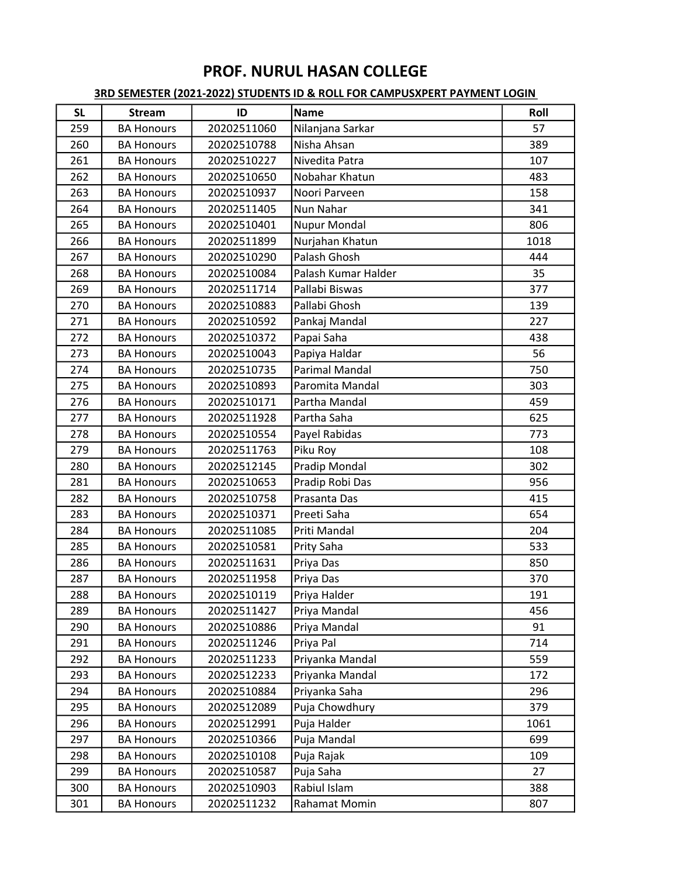# PROF. NURUL HASAN COLLEGE

**3RD SEMESTER (2021-2022) STUDENTS ID & ROLL FOR CAMPUSXPERT PAYMENT LOGIN**

| SL | Stream | ID | Name | Roll |
|---|---|---|---|---|
| 259 | BA Honours | 20202511060 | Nilanjana Sarkar | 57 |
| 260 | BA Honours | 20202510788 | Nisha Ahsan | 389 |
| 261 | BA Honours | 20202510227 | Nivedita Patra | 107 |
| 262 | BA Honours | 20202510650 | Nobahar Khatun | 483 |
| 263 | BA Honours | 20202510937 | Noori Parveen | 158 |
| 264 | BA Honours | 20202511405 | Nun Nahar | 341 |
| 265 | BA Honours | 20202510401 | Nupur Mondal | 806 |
| 266 | BA Honours | 20202511899 | Nurjahan Khatun | 1018 |
| 267 | BA Honours | 20202510290 | Palash Ghosh | 444 |
| 268 | BA Honours | 20202510084 | Palash Kumar Halder | 35 |
| 269 | BA Honours | 20202511714 | Pallabi Biswas | 377 |
| 270 | BA Honours | 20202510883 | Pallabi Ghosh | 139 |
| 271 | BA Honours | 20202510592 | Pankaj Mandal | 227 |
| 272 | BA Honours | 20202510372 | Papai Saha | 438 |
| 273 | BA Honours | 20202510043 | Papiya Haldar | 56 |
| 274 | BA Honours | 20202510735 | Parimal Mandal | 750 |
| 275 | BA Honours | 20202510893 | Paromita Mandal | 303 |
| 276 | BA Honours | 20202510171 | Partha Mandal | 459 |
| 277 | BA Honours | 20202511928 | Partha Saha | 625 |
| 278 | BA Honours | 20202510554 | Payel Rabidas | 773 |
| 279 | BA Honours | 20202511763 | Piku Roy | 108 |
| 280 | BA Honours | 20202512145 | Pradip Mondal | 302 |
| 281 | BA Honours | 20202510653 | Pradip Robi Das | 956 |
| 282 | BA Honours | 20202510758 | Prasanta Das | 415 |
| 283 | BA Honours | 20202510371 | Preeti Saha | 654 |
| 284 | BA Honours | 20202511085 | Priti Mandal | 204 |
| 285 | BA Honours | 20202510581 | Prity Saha | 533 |
| 286 | BA Honours | 20202511631 | Priya Das | 850 |
| 287 | BA Honours | 20202511958 | Priya Das | 370 |
| 288 | BA Honours | 20202510119 | Priya Halder | 191 |
| 289 | BA Honours | 20202511427 | Priya Mandal | 456 |
| 290 | BA Honours | 20202510886 | Priya Mandal | 91 |
| 291 | BA Honours | 20202511246 | Priya Pal | 714 |
| 292 | BA Honours | 20202511233 | Priyanka Mandal | 559 |
| 293 | BA Honours | 20202512233 | Priyanka Mandal | 172 |
| 294 | BA Honours | 20202510884 | Priyanka Saha | 296 |
| 295 | BA Honours | 20202512089 | Puja Chowdhury | 379 |
| 296 | BA Honours | 20202512991 | Puja Halder | 1061 |
| 297 | BA Honours | 20202510366 | Puja Mandal | 699 |
| 298 | BA Honours | 20202510108 | Puja Rajak | 109 |
| 299 | BA Honours | 20202510587 | Puja Saha | 27 |
| 300 | BA Honours | 20202510903 | Rabiul Islam | 388 |
| 301 | BA Honours | 20202511232 | Rahamat Momin | 807 |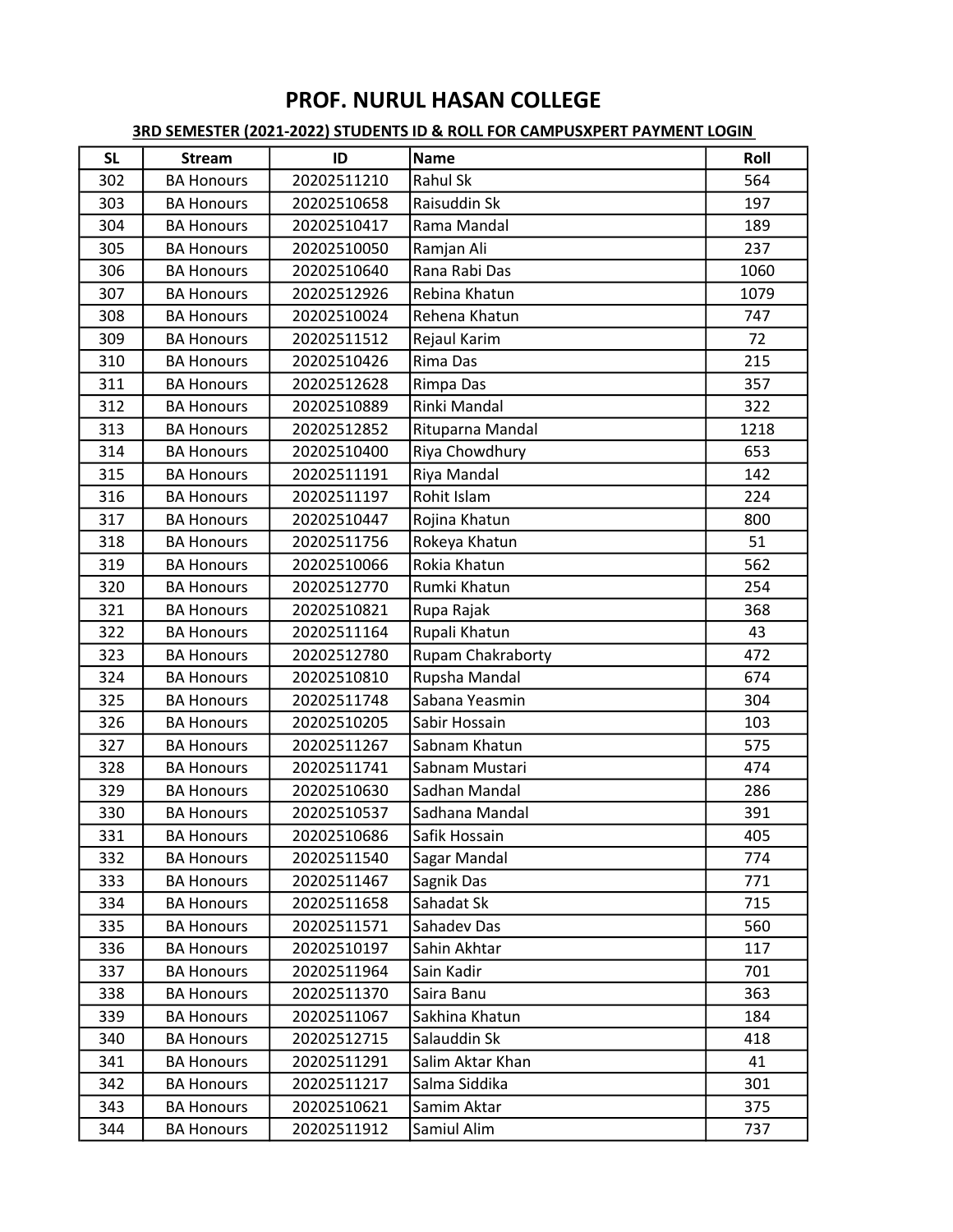# PROF. NURUL HASAN COLLEGE

**3RD SEMESTER (2021-2022) STUDENTS ID & ROLL FOR CAMPUSXPERT PAYMENT LOGIN**

| SL | Stream | ID | Name | Roll |
|---|---|---|---|---|
| 302 | BA Honours | 20202511210 | Rahul Sk | 564 |
| 303 | BA Honours | 20202510658 | Raisuddin Sk | 197 |
| 304 | BA Honours | 20202510417 | Rama Mandal | 189 |
| 305 | BA Honours | 20202510050 | Ramjan Ali | 237 |
| 306 | BA Honours | 20202510640 | Rana Rabi Das | 1060 |
| 307 | BA Honours | 20202512926 | Rebina Khatun | 1079 |
| 308 | BA Honours | 20202510024 | Rehena Khatun | 747 |
| 309 | BA Honours | 20202511512 | Rejaul Karim | 72 |
| 310 | BA Honours | 20202510426 | Rima Das | 215 |
| 311 | BA Honours | 20202512628 | Rimpa Das | 357 |
| 312 | BA Honours | 20202510889 | Rinki Mandal | 322 |
| 313 | BA Honours | 20202512852 | Rituparna Mandal | 1218 |
| 314 | BA Honours | 20202510400 | Riya Chowdhury | 653 |
| 315 | BA Honours | 20202511191 | Riya Mandal | 142 |
| 316 | BA Honours | 20202511197 | Rohit Islam | 224 |
| 317 | BA Honours | 20202510447 | Rojina Khatun | 800 |
| 318 | BA Honours | 20202511756 | Rokeya Khatun | 51 |
| 319 | BA Honours | 20202510066 | Rokia Khatun | 562 |
| 320 | BA Honours | 20202512770 | Rumki Khatun | 254 |
| 321 | BA Honours | 20202510821 | Rupa Rajak | 368 |
| 322 | BA Honours | 20202511164 | Rupali Khatun | 43 |
| 323 | BA Honours | 20202512780 | Rupam Chakraborty | 472 |
| 324 | BA Honours | 20202510810 | Rupsha Mandal | 674 |
| 325 | BA Honours | 20202511748 | Sabana Yeasmin | 304 |
| 326 | BA Honours | 20202510205 | Sabir Hossain | 103 |
| 327 | BA Honours | 20202511267 | Sabnam Khatun | 575 |
| 328 | BA Honours | 20202511741 | Sabnam Mustari | 474 |
| 329 | BA Honours | 20202510630 | Sadhan Mandal | 286 |
| 330 | BA Honours | 20202510537 | Sadhana Mandal | 391 |
| 331 | BA Honours | 20202510686 | Safik Hossain | 405 |
| 332 | BA Honours | 20202511540 | Sagar Mandal | 774 |
| 333 | BA Honours | 20202511467 | Sagnik Das | 771 |
| 334 | BA Honours | 20202511658 | Sahadat Sk | 715 |
| 335 | BA Honours | 20202511571 | Sahadev Das | 560 |
| 336 | BA Honours | 20202510197 | Sahin Akhtar | 117 |
| 337 | BA Honours | 20202511964 | Sain Kadir | 701 |
| 338 | BA Honours | 20202511370 | Saira Banu | 363 |
| 339 | BA Honours | 20202511067 | Sakhina Khatun | 184 |
| 340 | BA Honours | 20202512715 | Salauddin Sk | 418 |
| 341 | BA Honours | 20202511291 | Salim Aktar Khan | 41 |
| 342 | BA Honours | 20202511217 | Salma Siddika | 301 |
| 343 | BA Honours | 20202510621 | Samim Aktar | 375 |
| 344 | BA Honours | 20202511912 | Samiul Alim | 737 |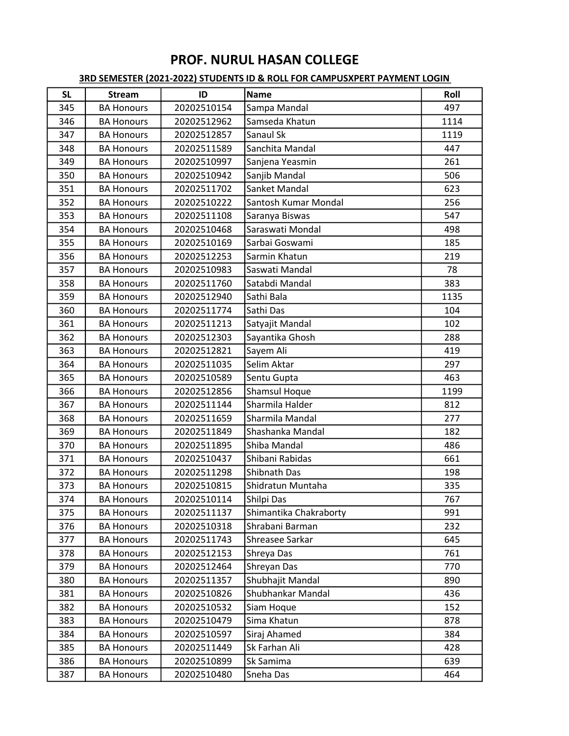# PROF. NURUL HASAN COLLEGE

**3RD SEMESTER (2021-2022) STUDENTS ID & ROLL FOR CAMPUSXPERT PAYMENT LOGIN**

| SL | Stream | ID | Name | Roll |
|---|---|---|---|---|
| 345 | BA Honours | 20202510154 | Sampa Mandal | 497 |
| 346 | BA Honours | 20202512962 | Samseda Khatun | 1114 |
| 347 | BA Honours | 20202512857 | Sanaul Sk | 1119 |
| 348 | BA Honours | 20202511589 | Sanchita Mandal | 447 |
| 349 | BA Honours | 20202510997 | Sanjena Yeasmin | 261 |
| 350 | BA Honours | 20202510942 | Sanjib Mandal | 506 |
| 351 | BA Honours | 20202511702 | Sanket Mandal | 623 |
| 352 | BA Honours | 20202510222 | Santosh Kumar Mondal | 256 |
| 353 | BA Honours | 20202511108 | Saranya Biswas | 547 |
| 354 | BA Honours | 20202510468 | Saraswati Mondal | 498 |
| 355 | BA Honours | 20202510169 | Sarbai Goswami | 185 |
| 356 | BA Honours | 20202512253 | Sarmin Khatun | 219 |
| 357 | BA Honours | 20202510983 | Saswati Mandal | 78 |
| 358 | BA Honours | 20202511760 | Satabdi Mandal | 383 |
| 359 | BA Honours | 20202512940 | Sathi Bala | 1135 |
| 360 | BA Honours | 20202511774 | Sathi Das | 104 |
| 361 | BA Honours | 20202511213 | Satyajit Mandal | 102 |
| 362 | BA Honours | 20202512303 | Sayantika Ghosh | 288 |
| 363 | BA Honours | 20202512821 | Sayem Ali | 419 |
| 364 | BA Honours | 20202511035 | Selim Aktar | 297 |
| 365 | BA Honours | 20202510589 | Sentu Gupta | 463 |
| 366 | BA Honours | 20202512856 | Shamsul Hoque | 1199 |
| 367 | BA Honours | 20202511144 | Sharmila Halder | 812 |
| 368 | BA Honours | 20202511659 | Sharmila Mandal | 277 |
| 369 | BA Honours | 20202511849 | Shashanka Mandal | 182 |
| 370 | BA Honours | 20202511895 | Shiba Mandal | 486 |
| 371 | BA Honours | 20202510437 | Shibani Rabidas | 661 |
| 372 | BA Honours | 20202511298 | Shibnath Das | 198 |
| 373 | BA Honours | 20202510815 | Shidratun Muntaha | 335 |
| 374 | BA Honours | 20202510114 | Shilpi Das | 767 |
| 375 | BA Honours | 20202511137 | Shimantika Chakraborty | 991 |
| 376 | BA Honours | 20202510318 | Shrabani Barman | 232 |
| 377 | BA Honours | 20202511743 | Shreasee Sarkar | 645 |
| 378 | BA Honours | 20202512153 | Shreya Das | 761 |
| 379 | BA Honours | 20202512464 | Shreyan Das | 770 |
| 380 | BA Honours | 20202511357 | Shubhajit Mandal | 890 |
| 381 | BA Honours | 20202510826 | Shubhankar Mandal | 436 |
| 382 | BA Honours | 20202510532 | Siam Hoque | 152 |
| 383 | BA Honours | 20202510479 | Sima Khatun | 878 |
| 384 | BA Honours | 20202510597 | Siraj Ahamed | 384 |
| 385 | BA Honours | 20202511449 | Sk Farhan Ali | 428 |
| 386 | BA Honours | 20202510899 | Sk Samima | 639 |
| 387 | BA Honours | 20202510480 | Sneha Das | 464 |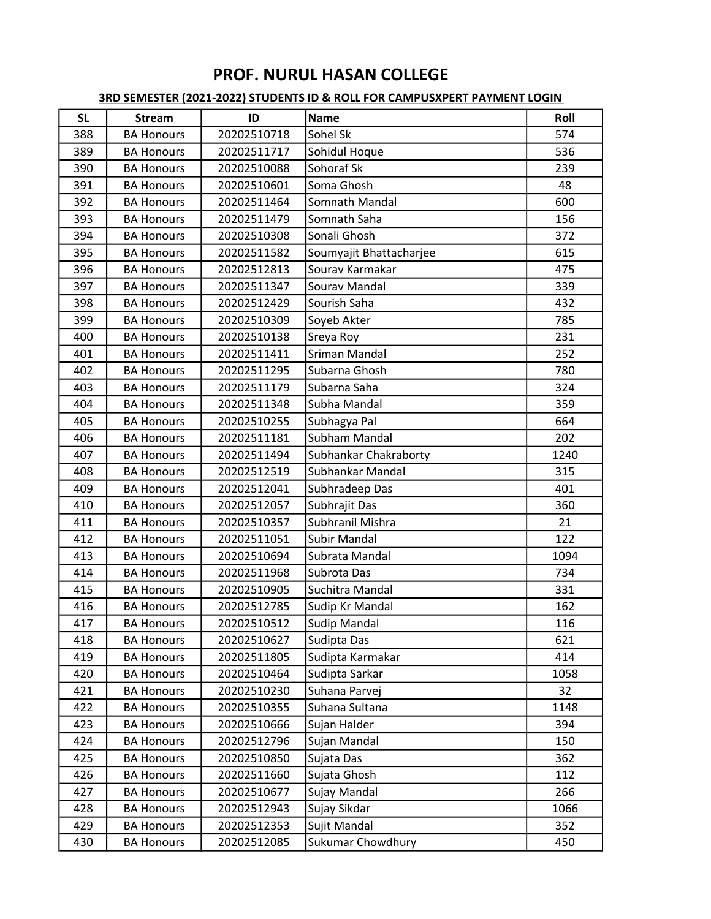# PROF. NURUL HASAN COLLEGE

**3RD SEMESTER (2021-2022) STUDENTS ID & ROLL FOR CAMPUSXPERT PAYMENT LOGIN**

| SL | Stream | ID | Name | Roll |
|---|---|---|---|---|
| 388 | BA Honours | 20202510718 | Sohel Sk | 574 |
| 389 | BA Honours | 20202511717 | Sohidul Hoque | 536 |
| 390 | BA Honours | 20202510088 | Sohoraf Sk | 239 |
| 391 | BA Honours | 20202510601 | Soma Ghosh | 48 |
| 392 | BA Honours | 20202511464 | Somnath Mandal | 600 |
| 393 | BA Honours | 20202511479 | Somnath Saha | 156 |
| 394 | BA Honours | 20202510308 | Sonali Ghosh | 372 |
| 395 | BA Honours | 20202511582 | Soumyajit Bhattacharjee | 615 |
| 396 | BA Honours | 20202512813 | Sourav Karmakar | 475 |
| 397 | BA Honours | 20202511347 | Sourav Mandal | 339 |
| 398 | BA Honours | 20202512429 | Sourish Saha | 432 |
| 399 | BA Honours | 20202510309 | Soyeb Akter | 785 |
| 400 | BA Honours | 20202510138 | Sreya Roy | 231 |
| 401 | BA Honours | 20202511411 | Sriman Mandal | 252 |
| 402 | BA Honours | 20202511295 | Subarna Ghosh | 780 |
| 403 | BA Honours | 20202511179 | Subarna Saha | 324 |
| 404 | BA Honours | 20202511348 | Subha Mandal | 359 |
| 405 | BA Honours | 20202510255 | Subhagya Pal | 664 |
| 406 | BA Honours | 20202511181 | Subham Mandal | 202 |
| 407 | BA Honours | 20202511494 | Subhankar Chakraborty | 1240 |
| 408 | BA Honours | 20202512519 | Subhankar Mandal | 315 |
| 409 | BA Honours | 20202512041 | Subhradeep Das | 401 |
| 410 | BA Honours | 20202512057 | Subhrajit Das | 360 |
| 411 | BA Honours | 20202510357 | Subhranil Mishra | 21 |
| 412 | BA Honours | 20202511051 | Subir Mandal | 122 |
| 413 | BA Honours | 20202510694 | Subrata Mandal | 1094 |
| 414 | BA Honours | 20202511968 | Subrota Das | 734 |
| 415 | BA Honours | 20202510905 | Suchitra Mandal | 331 |
| 416 | BA Honours | 20202512785 | Sudip Kr Mandal | 162 |
| 417 | BA Honours | 20202510512 | Sudip Mandal | 116 |
| 418 | BA Honours | 20202510627 | Sudipta Das | 621 |
| 419 | BA Honours | 20202511805 | Sudipta Karmakar | 414 |
| 420 | BA Honours | 20202510464 | Sudipta Sarkar | 1058 |
| 421 | BA Honours | 20202510230 | Suhana Parvej | 32 |
| 422 | BA Honours | 20202510355 | Suhana Sultana | 1148 |
| 423 | BA Honours | 20202510666 | Sujan Halder | 394 |
| 424 | BA Honours | 20202512796 | Sujan Mandal | 150 |
| 425 | BA Honours | 20202510850 | Sujata Das | 362 |
| 426 | BA Honours | 20202511660 | Sujata Ghosh | 112 |
| 427 | BA Honours | 20202510677 | Sujay Mandal | 266 |
| 428 | BA Honours | 20202512943 | Sujay Sikdar | 1066 |
| 429 | BA Honours | 20202512353 | Sujit Mandal | 352 |
| 430 | BA Honours | 20202512085 | Sukumar Chowdhury | 450 |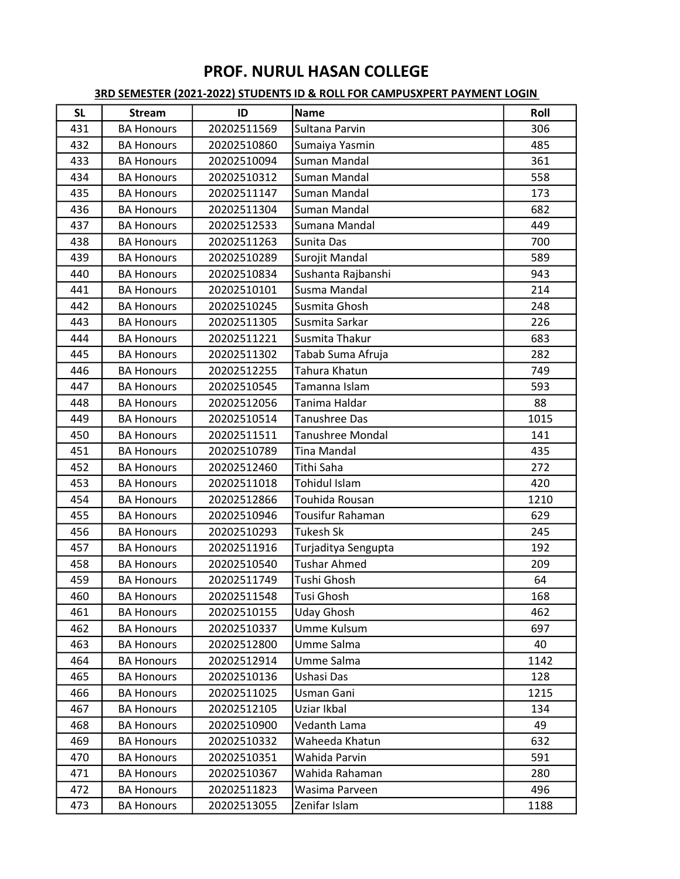# PROF. NURUL HASAN COLLEGE

**3RD SEMESTER (2021-2022) STUDENTS ID & ROLL FOR CAMPUSXPERT PAYMENT LOGIN**

| SL | Stream | ID | Name | Roll |
|---|---|---|---|---|
| 431 | BA Honours | 20202511569 | Sultana Parvin | 306 |
| 432 | BA Honours | 20202510860 | Sumaiya Yasmin | 485 |
| 433 | BA Honours | 20202510094 | Suman Mandal | 361 |
| 434 | BA Honours | 20202510312 | Suman Mandal | 558 |
| 435 | BA Honours | 20202511147 | Suman Mandal | 173 |
| 436 | BA Honours | 20202511304 | Suman Mandal | 682 |
| 437 | BA Honours | 20202512533 | Sumana Mandal | 449 |
| 438 | BA Honours | 20202511263 | Sunita Das | 700 |
| 439 | BA Honours | 20202510289 | Surojit Mandal | 589 |
| 440 | BA Honours | 20202510834 | Sushanta Rajbanshi | 943 |
| 441 | BA Honours | 20202510101 | Susma Mandal | 214 |
| 442 | BA Honours | 20202510245 | Susmita Ghosh | 248 |
| 443 | BA Honours | 20202511305 | Susmita Sarkar | 226 |
| 444 | BA Honours | 20202511221 | Susmita Thakur | 683 |
| 445 | BA Honours | 20202511302 | Tabab Suma Afruja | 282 |
| 446 | BA Honours | 20202512255 | Tahura Khatun | 749 |
| 447 | BA Honours | 20202510545 | Tamanna Islam | 593 |
| 448 | BA Honours | 20202512056 | Tanima Haldar | 88 |
| 449 | BA Honours | 20202510514 | Tanushree Das | 1015 |
| 450 | BA Honours | 20202511511 | Tanushree Mondal | 141 |
| 451 | BA Honours | 20202510789 | Tina Mandal | 435 |
| 452 | BA Honours | 20202512460 | Tithi Saha | 272 |
| 453 | BA Honours | 20202511018 | Tohidul Islam | 420 |
| 454 | BA Honours | 20202512866 | Touhida Rousan | 1210 |
| 455 | BA Honours | 20202510946 | Tousifur Rahaman | 629 |
| 456 | BA Honours | 20202510293 | Tukesh Sk | 245 |
| 457 | BA Honours | 20202511916 | Turjaditya Sengupta | 192 |
| 458 | BA Honours | 20202510540 | Tushar Ahmed | 209 |
| 459 | BA Honours | 20202511749 | Tushi Ghosh | 64 |
| 460 | BA Honours | 20202511548 | Tusi Ghosh | 168 |
| 461 | BA Honours | 20202510155 | Uday Ghosh | 462 |
| 462 | BA Honours | 20202510337 | Umme Kulsum | 697 |
| 463 | BA Honours | 20202512800 | Umme Salma | 40 |
| 464 | BA Honours | 20202512914 | Umme Salma | 1142 |
| 465 | BA Honours | 20202510136 | Ushasi Das | 128 |
| 466 | BA Honours | 20202511025 | Usman Gani | 1215 |
| 467 | BA Honours | 20202512105 | Uziar Ikbal | 134 |
| 468 | BA Honours | 20202510900 | Vedanth Lama | 49 |
| 469 | BA Honours | 20202510332 | Waheeda Khatun | 632 |
| 470 | BA Honours | 20202510351 | Wahida Parvin | 591 |
| 471 | BA Honours | 20202510367 | Wahida Rahaman | 280 |
| 472 | BA Honours | 20202511823 | Wasima Parveen | 496 |
| 473 | BA Honours | 20202513055 | Zenifar Islam | 1188 |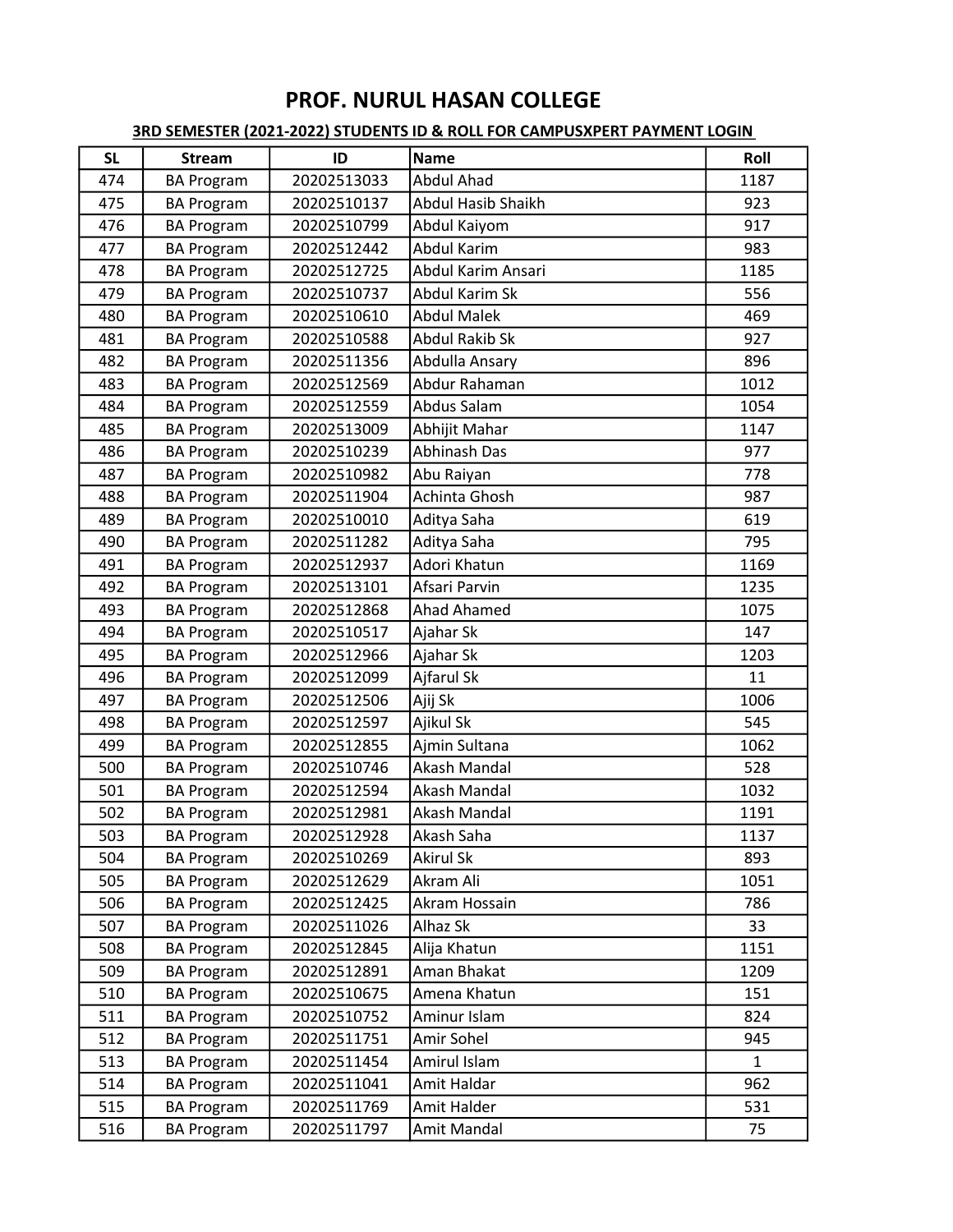# PROF. NURUL HASAN COLLEGE

**3RD SEMESTER (2021-2022) STUDENTS ID & ROLL FOR CAMPUSXPERT PAYMENT LOGIN**

| SL | Stream | ID | Name | Roll |
|---|---|---|---|---|
| 474 | BA Program | 20202513033 | Abdul Ahad | 1187 |
| 475 | BA Program | 20202510137 | Abdul Hasib Shaikh | 923 |
| 476 | BA Program | 20202510799 | Abdul Kaiyom | 917 |
| 477 | BA Program | 20202512442 | Abdul Karim | 983 |
| 478 | BA Program | 20202512725 | Abdul Karim Ansari | 1185 |
| 479 | BA Program | 20202510737 | Abdul Karim Sk | 556 |
| 480 | BA Program | 20202510610 | Abdul Malek | 469 |
| 481 | BA Program | 20202510588 | Abdul Rakib Sk | 927 |
| 482 | BA Program | 20202511356 | Abdulla Ansary | 896 |
| 483 | BA Program | 20202512569 | Abdur Rahaman | 1012 |
| 484 | BA Program | 20202512559 | Abdus Salam | 1054 |
| 485 | BA Program | 20202513009 | Abhijit Mahar | 1147 |
| 486 | BA Program | 20202510239 | Abhinash Das | 977 |
| 487 | BA Program | 20202510982 | Abu Raiyan | 778 |
| 488 | BA Program | 20202511904 | Achinta Ghosh | 987 |
| 489 | BA Program | 20202510010 | Aditya Saha | 619 |
| 490 | BA Program | 20202511282 | Aditya Saha | 795 |
| 491 | BA Program | 20202512937 | Adori Khatun | 1169 |
| 492 | BA Program | 20202513101 | Afsari Parvin | 1235 |
| 493 | BA Program | 20202512868 | Ahad Ahamed | 1075 |
| 494 | BA Program | 20202510517 | Ajahar Sk | 147 |
| 495 | BA Program | 20202512966 | Ajahar Sk | 1203 |
| 496 | BA Program | 20202512099 | Ajfarul Sk | 11 |
| 497 | BA Program | 20202512506 | Ajij Sk | 1006 |
| 498 | BA Program | 20202512597 | Ajikul Sk | 545 |
| 499 | BA Program | 20202512855 | Ajmin Sultana | 1062 |
| 500 | BA Program | 20202510746 | Akash Mandal | 528 |
| 501 | BA Program | 20202512594 | Akash Mandal | 1032 |
| 502 | BA Program | 20202512981 | Akash Mandal | 1191 |
| 503 | BA Program | 20202512928 | Akash Saha | 1137 |
| 504 | BA Program | 20202510269 | Akirul Sk | 893 |
| 505 | BA Program | 20202512629 | Akram Ali | 1051 |
| 506 | BA Program | 20202512425 | Akram Hossain | 786 |
| 507 | BA Program | 20202511026 | Alhaz Sk | 33 |
| 508 | BA Program | 20202512845 | Alija Khatun | 1151 |
| 509 | BA Program | 20202512891 | Aman Bhakat | 1209 |
| 510 | BA Program | 20202510675 | Amena Khatun | 151 |
| 511 | BA Program | 20202510752 | Aminur Islam | 824 |
| 512 | BA Program | 20202511751 | Amir Sohel | 945 |
| 513 | BA Program | 20202511454 | Amirul Islam | 1 |
| 514 | BA Program | 20202511041 | Amit Haldar | 962 |
| 515 | BA Program | 20202511769 | Amit Halder | 531 |
| 516 | BA Program | 20202511797 | Amit Mandal | 75 |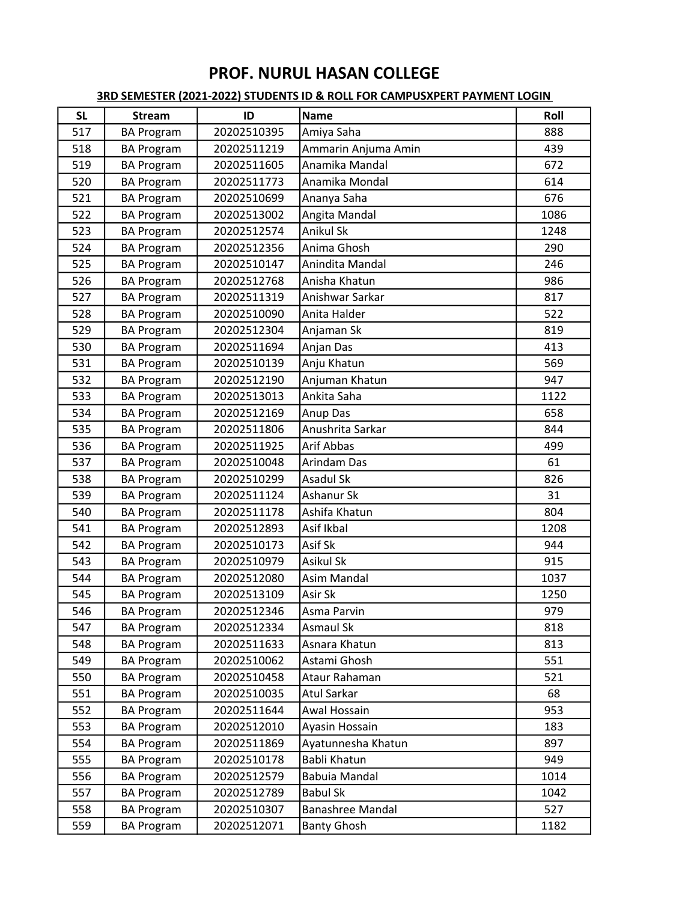# PROF. NURUL HASAN COLLEGE

**3RD SEMESTER (2021-2022) STUDENTS ID & ROLL FOR CAMPUSXPERT PAYMENT LOGIN**

| SL | Stream | ID | Name | Roll |
|---|---|---|---|---|
| 517 | BA Program | 20202510395 | Amiya Saha | 888 |
| 518 | BA Program | 20202511219 | Ammarin Anjuma Amin | 439 |
| 519 | BA Program | 20202511605 | Anamika Mandal | 672 |
| 520 | BA Program | 20202511773 | Anamika Mondal | 614 |
| 521 | BA Program | 20202510699 | Ananya Saha | 676 |
| 522 | BA Program | 20202513002 | Angita Mandal | 1086 |
| 523 | BA Program | 20202512574 | Anikul Sk | 1248 |
| 524 | BA Program | 20202512356 | Anima Ghosh | 290 |
| 525 | BA Program | 20202510147 | Anindita Mandal | 246 |
| 526 | BA Program | 20202512768 | Anisha Khatun | 986 |
| 527 | BA Program | 20202511319 | Anishwar Sarkar | 817 |
| 528 | BA Program | 20202510090 | Anita Halder | 522 |
| 529 | BA Program | 20202512304 | Anjaman Sk | 819 |
| 530 | BA Program | 20202511694 | Anjan Das | 413 |
| 531 | BA Program | 20202510139 | Anju Khatun | 569 |
| 532 | BA Program | 20202512190 | Anjuman Khatun | 947 |
| 533 | BA Program | 20202513013 | Ankita Saha | 1122 |
| 534 | BA Program | 20202512169 | Anup Das | 658 |
| 535 | BA Program | 20202511806 | Anushrita Sarkar | 844 |
| 536 | BA Program | 20202511925 | Arif Abbas | 499 |
| 537 | BA Program | 20202510048 | Arindam Das | 61 |
| 538 | BA Program | 20202510299 | Asadul Sk | 826 |
| 539 | BA Program | 20202511124 | Ashanur Sk | 31 |
| 540 | BA Program | 20202511178 | Ashifa Khatun | 804 |
| 541 | BA Program | 20202512893 | Asif Ikbal | 1208 |
| 542 | BA Program | 20202510173 | Asif Sk | 944 |
| 543 | BA Program | 20202510979 | Asikul Sk | 915 |
| 544 | BA Program | 20202512080 | Asim Mandal | 1037 |
| 545 | BA Program | 20202513109 | Asir Sk | 1250 |
| 546 | BA Program | 20202512346 | Asma Parvin | 979 |
| 547 | BA Program | 20202512334 | Asmaul Sk | 818 |
| 548 | BA Program | 20202511633 | Asnara Khatun | 813 |
| 549 | BA Program | 20202510062 | Astami Ghosh | 551 |
| 550 | BA Program | 20202510458 | Ataur Rahaman | 521 |
| 551 | BA Program | 20202510035 | Atul Sarkar | 68 |
| 552 | BA Program | 20202511644 | Awal Hossain | 953 |
| 553 | BA Program | 20202512010 | Ayasin Hossain | 183 |
| 554 | BA Program | 20202511869 | Ayatunnesha Khatun | 897 |
| 555 | BA Program | 20202510178 | Babli Khatun | 949 |
| 556 | BA Program | 20202512579 | Babuia Mandal | 1014 |
| 557 | BA Program | 20202512789 | Babul Sk | 1042 |
| 558 | BA Program | 20202510307 | Banashree Mandal | 527 |
| 559 | BA Program | 20202512071 | Banty Ghosh | 1182 |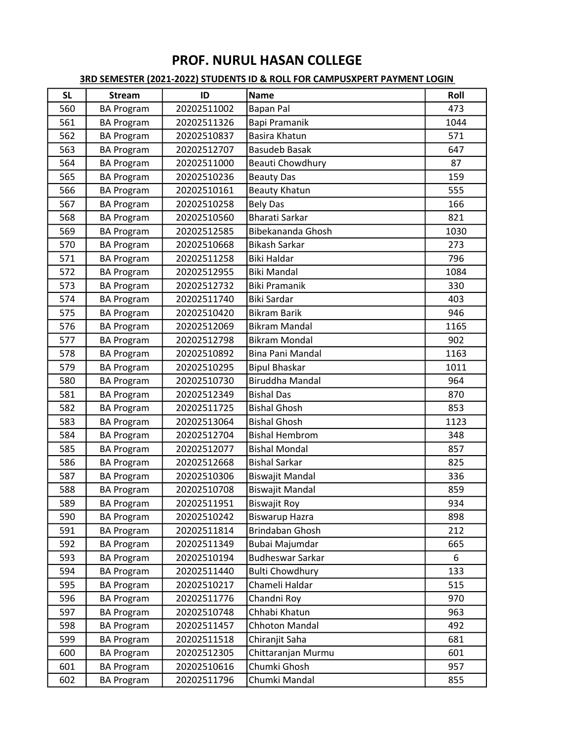# PROF. NURUL HASAN COLLEGE

**3RD SEMESTER (2021-2022) STUDENTS ID & ROLL FOR CAMPUSXPERT PAYMENT LOGIN**

| SL | Stream | ID | Name | Roll |
|---|---|---|---|---|
| 560 | BA Program | 20202511002 | Bapan Pal | 473 |
| 561 | BA Program | 20202511326 | Bapi Pramanik | 1044 |
| 562 | BA Program | 20202510837 | Basira Khatun | 571 |
| 563 | BA Program | 20202512707 | Basudeb Basak | 647 |
| 564 | BA Program | 20202511000 | Beauti Chowdhury | 87 |
| 565 | BA Program | 20202510236 | Beauty Das | 159 |
| 566 | BA Program | 20202510161 | Beauty Khatun | 555 |
| 567 | BA Program | 20202510258 | Bely Das | 166 |
| 568 | BA Program | 20202510560 | Bharati Sarkar | 821 |
| 569 | BA Program | 20202512585 | Bibekananda Ghosh | 1030 |
| 570 | BA Program | 20202510668 | Bikash Sarkar | 273 |
| 571 | BA Program | 20202511258 | Biki Haldar | 796 |
| 572 | BA Program | 20202512955 | Biki Mandal | 1084 |
| 573 | BA Program | 20202512732 | Biki Pramanik | 330 |
| 574 | BA Program | 20202511740 | Biki Sardar | 403 |
| 575 | BA Program | 20202510420 | Bikram Barik | 946 |
| 576 | BA Program | 20202512069 | Bikram Mandal | 1165 |
| 577 | BA Program | 20202512798 | Bikram Mondal | 902 |
| 578 | BA Program | 20202510892 | Bina Pani Mandal | 1163 |
| 579 | BA Program | 20202510295 | Bipul Bhaskar | 1011 |
| 580 | BA Program | 20202510730 | Biruddha Mandal | 964 |
| 581 | BA Program | 20202512349 | Bishal Das | 870 |
| 582 | BA Program | 20202511725 | Bishal Ghosh | 853 |
| 583 | BA Program | 20202513064 | Bishal Ghosh | 1123 |
| 584 | BA Program | 20202512704 | Bishal Hembrom | 348 |
| 585 | BA Program | 20202512077 | Bishal Mondal | 857 |
| 586 | BA Program | 20202512668 | Bishal Sarkar | 825 |
| 587 | BA Program | 20202510306 | Biswajit Mandal | 336 |
| 588 | BA Program | 20202510708 | Biswajit Mandal | 859 |
| 589 | BA Program | 20202511951 | Biswajit Roy | 934 |
| 590 | BA Program | 20202510242 | Biswarup Hazra | 898 |
| 591 | BA Program | 20202511814 | Brindaban Ghosh | 212 |
| 592 | BA Program | 20202511349 | Bubai Majumdar | 665 |
| 593 | BA Program | 20202510194 | Budheswar Sarkar | 6 |
| 594 | BA Program | 20202511440 | Bulti Chowdhury | 133 |
| 595 | BA Program | 20202510217 | Chameli Haldar | 515 |
| 596 | BA Program | 20202511776 | Chandni Roy | 970 |
| 597 | BA Program | 20202510748 | Chhabi Khatun | 963 |
| 598 | BA Program | 20202511457 | Chhoton Mandal | 492 |
| 599 | BA Program | 20202511518 | Chiranjit Saha | 681 |
| 600 | BA Program | 20202512305 | Chittaranjan Murmu | 601 |
| 601 | BA Program | 20202510616 | Chumki Ghosh | 957 |
| 602 | BA Program | 20202511796 | Chumki Mandal | 855 |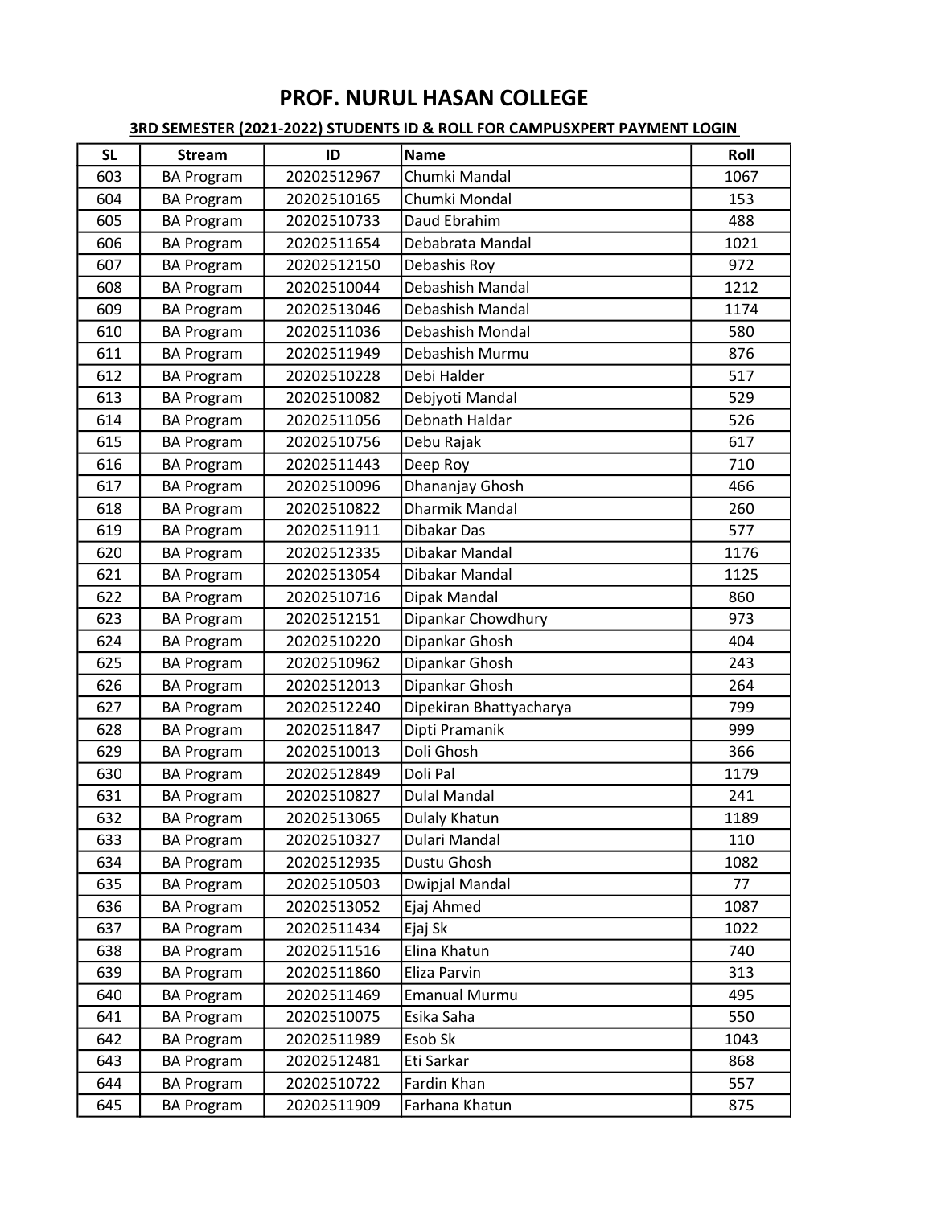# PROF. NURUL HASAN COLLEGE

**3RD SEMESTER (2021-2022) STUDENTS ID & ROLL FOR CAMPUSXPERT PAYMENT LOGIN**

| SL | Stream | ID | Name | Roll |
|---|---|---|---|---|
| 603 | BA Program | 20202512967 | Chumki Mandal | 1067 |
| 604 | BA Program | 20202510165 | Chumki Mondal | 153 |
| 605 | BA Program | 20202510733 | Daud Ebrahim | 488 |
| 606 | BA Program | 20202511654 | Debabrata Mandal | 1021 |
| 607 | BA Program | 20202512150 | Debashis Roy | 972 |
| 608 | BA Program | 20202510044 | Debashish Mandal | 1212 |
| 609 | BA Program | 20202513046 | Debashish Mandal | 1174 |
| 610 | BA Program | 20202511036 | Debashish Mondal | 580 |
| 611 | BA Program | 20202511949 | Debashish Murmu | 876 |
| 612 | BA Program | 20202510228 | Debi Halder | 517 |
| 613 | BA Program | 20202510082 | Debjyoti Mandal | 529 |
| 614 | BA Program | 20202511056 | Debnath Haldar | 526 |
| 615 | BA Program | 20202510756 | Debu Rajak | 617 |
| 616 | BA Program | 20202511443 | Deep Roy | 710 |
| 617 | BA Program | 20202510096 | Dhananjay Ghosh | 466 |
| 618 | BA Program | 20202510822 | Dharmik Mandal | 260 |
| 619 | BA Program | 20202511911 | Dibakar Das | 577 |
| 620 | BA Program | 20202512335 | Dibakar Mandal | 1176 |
| 621 | BA Program | 20202513054 | Dibakar Mandal | 1125 |
| 622 | BA Program | 20202510716 | Dipak Mandal | 860 |
| 623 | BA Program | 20202512151 | Dipankar Chowdhury | 973 |
| 624 | BA Program | 20202510220 | Dipankar Ghosh | 404 |
| 625 | BA Program | 20202510962 | Dipankar Ghosh | 243 |
| 626 | BA Program | 20202512013 | Dipankar Ghosh | 264 |
| 627 | BA Program | 20202512240 | Dipekiran Bhattyacharya | 799 |
| 628 | BA Program | 20202511847 | Dipti Pramanik | 999 |
| 629 | BA Program | 20202510013 | Doli Ghosh | 366 |
| 630 | BA Program | 20202512849 | Doli Pal | 1179 |
| 631 | BA Program | 20202510827 | Dulal Mandal | 241 |
| 632 | BA Program | 20202513065 | Dulaly Khatun | 1189 |
| 633 | BA Program | 20202510327 | Dulari Mandal | 110 |
| 634 | BA Program | 20202512935 | Dustu Ghosh | 1082 |
| 635 | BA Program | 20202510503 | Dwipjal Mandal | 77 |
| 636 | BA Program | 20202513052 | Ejaj Ahmed | 1087 |
| 637 | BA Program | 20202511434 | Ejaj Sk | 1022 |
| 638 | BA Program | 20202511516 | Elina Khatun | 740 |
| 639 | BA Program | 20202511860 | Eliza Parvin | 313 |
| 640 | BA Program | 20202511469 | Emanual Murmu | 495 |
| 641 | BA Program | 20202510075 | Esika Saha | 550 |
| 642 | BA Program | 20202511989 | Esob Sk | 1043 |
| 643 | BA Program | 20202512481 | Eti Sarkar | 868 |
| 644 | BA Program | 20202510722 | Fardin Khan | 557 |
| 645 | BA Program | 20202511909 | Farhana Khatun | 875 |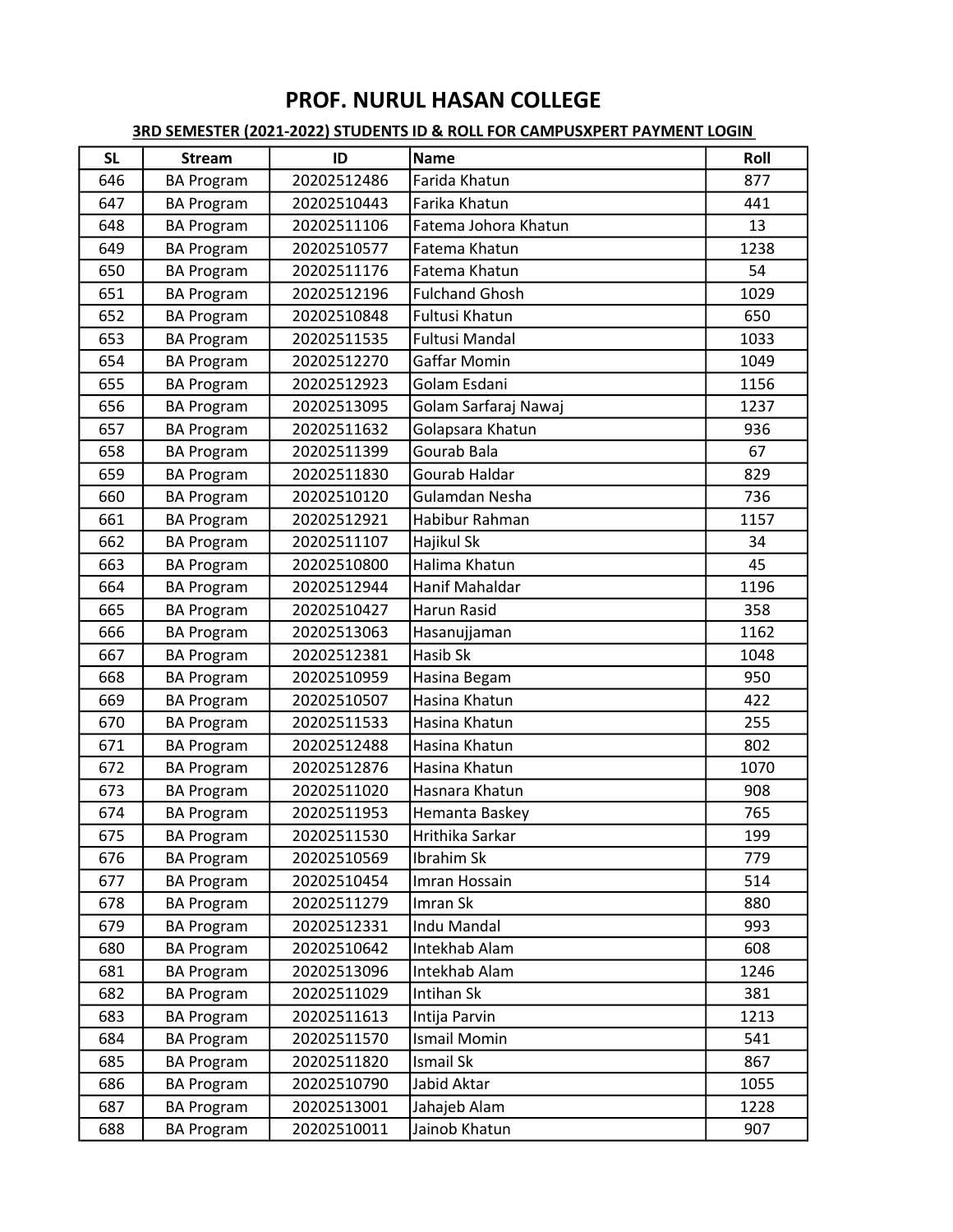# PROF. NURUL HASAN COLLEGE

**3RD SEMESTER (2021-2022) STUDENTS ID & ROLL FOR CAMPUSXPERT PAYMENT LOGIN**

| SL | Stream | ID | Name | Roll |
|---|---|---|---|---|
| 646 | BA Program | 20202512486 | Farida Khatun | 877 |
| 647 | BA Program | 20202510443 | Farika Khatun | 441 |
| 648 | BA Program | 20202511106 | Fatema Johora Khatun | 13 |
| 649 | BA Program | 20202510577 | Fatema Khatun | 1238 |
| 650 | BA Program | 20202511176 | Fatema Khatun | 54 |
| 651 | BA Program | 20202512196 | Fulchand Ghosh | 1029 |
| 652 | BA Program | 20202510848 | Fultusi Khatun | 650 |
| 653 | BA Program | 20202511535 | Fultusi Mandal | 1033 |
| 654 | BA Program | 20202512270 | Gaffar Momin | 1049 |
| 655 | BA Program | 20202512923 | Golam Esdani | 1156 |
| 656 | BA Program | 20202513095 | Golam Sarfaraj Nawaj | 1237 |
| 657 | BA Program | 20202511632 | Golapsara Khatun | 936 |
| 658 | BA Program | 20202511399 | Gourab Bala | 67 |
| 659 | BA Program | 20202511830 | Gourab Haldar | 829 |
| 660 | BA Program | 20202510120 | Gulamdan Nesha | 736 |
| 661 | BA Program | 20202512921 | Habibur Rahman | 1157 |
| 662 | BA Program | 20202511107 | Hajikul Sk | 34 |
| 663 | BA Program | 20202510800 | Halima Khatun | 45 |
| 664 | BA Program | 20202512944 | Hanif Mahaldar | 1196 |
| 665 | BA Program | 20202510427 | Harun Rasid | 358 |
| 666 | BA Program | 20202513063 | Hasanujjaman | 1162 |
| 667 | BA Program | 20202512381 | Hasib Sk | 1048 |
| 668 | BA Program | 20202510959 | Hasina Begam | 950 |
| 669 | BA Program | 20202510507 | Hasina Khatun | 422 |
| 670 | BA Program | 20202511533 | Hasina Khatun | 255 |
| 671 | BA Program | 20202512488 | Hasina Khatun | 802 |
| 672 | BA Program | 20202512876 | Hasina Khatun | 1070 |
| 673 | BA Program | 20202511020 | Hasnara Khatun | 908 |
| 674 | BA Program | 20202511953 | Hemanta Baskey | 765 |
| 675 | BA Program | 20202511530 | Hrithika Sarkar | 199 |
| 676 | BA Program | 20202510569 | Ibrahim Sk | 779 |
| 677 | BA Program | 20202510454 | Imran Hossain | 514 |
| 678 | BA Program | 20202511279 | Imran Sk | 880 |
| 679 | BA Program | 20202512331 | Indu Mandal | 993 |
| 680 | BA Program | 20202510642 | Intekhab Alam | 608 |
| 681 | BA Program | 20202513096 | Intekhab Alam | 1246 |
| 682 | BA Program | 20202511029 | Intihan Sk | 381 |
| 683 | BA Program | 20202511613 | Intija Parvin | 1213 |
| 684 | BA Program | 20202511570 | Ismail Momin | 541 |
| 685 | BA Program | 20202511820 | Ismail Sk | 867 |
| 686 | BA Program | 20202510790 | Jabid Aktar | 1055 |
| 687 | BA Program | 20202513001 | Jahajeb Alam | 1228 |
| 688 | BA Program | 20202510011 | Jainob Khatun | 907 |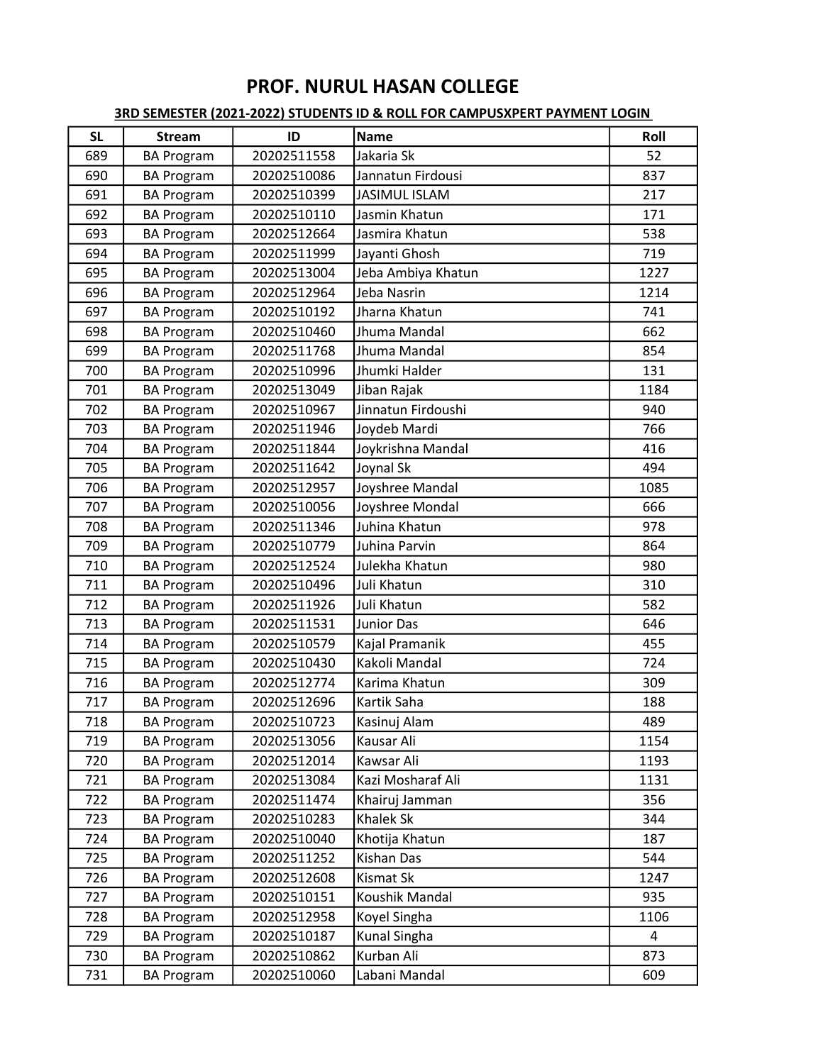# PROF. NURUL HASAN COLLEGE

**3RD SEMESTER (2021-2022) STUDENTS ID & ROLL FOR CAMPUSXPERT PAYMENT LOGIN**

| SL | Stream | ID | Name | Roll |
|---|---|---|---|---|
| 689 | BA Program | 20202511558 | Jakaria Sk | 52 |
| 690 | BA Program | 20202510086 | Jannatun Firdousi | 837 |
| 691 | BA Program | 20202510399 | JASIMUL ISLAM | 217 |
| 692 | BA Program | 20202510110 | Jasmin Khatun | 171 |
| 693 | BA Program | 20202512664 | Jasmira Khatun | 538 |
| 694 | BA Program | 20202511999 | Jayanti Ghosh | 719 |
| 695 | BA Program | 20202513004 | Jeba Ambiya Khatun | 1227 |
| 696 | BA Program | 20202512964 | Jeba Nasrin | 1214 |
| 697 | BA Program | 20202510192 | Jharna Khatun | 741 |
| 698 | BA Program | 20202510460 | Jhuma Mandal | 662 |
| 699 | BA Program | 20202511768 | Jhuma Mandal | 854 |
| 700 | BA Program | 20202510996 | Jhumki Halder | 131 |
| 701 | BA Program | 20202513049 | Jiban Rajak | 1184 |
| 702 | BA Program | 20202510967 | Jinnatun Firdoushi | 940 |
| 703 | BA Program | 20202511946 | Joydeb Mardi | 766 |
| 704 | BA Program | 20202511844 | Joykrishna Mandal | 416 |
| 705 | BA Program | 20202511642 | Joynal Sk | 494 |
| 706 | BA Program | 20202512957 | Joyshree Mandal | 1085 |
| 707 | BA Program | 20202510056 | Joyshree Mondal | 666 |
| 708 | BA Program | 20202511346 | Juhina Khatun | 978 |
| 709 | BA Program | 20202510779 | Juhina Parvin | 864 |
| 710 | BA Program | 20202512524 | Julekha Khatun | 980 |
| 711 | BA Program | 20202510496 | Juli Khatun | 310 |
| 712 | BA Program | 20202511926 | Juli Khatun | 582 |
| 713 | BA Program | 20202511531 | Junior Das | 646 |
| 714 | BA Program | 20202510579 | Kajal Pramanik | 455 |
| 715 | BA Program | 20202510430 | Kakoli Mandal | 724 |
| 716 | BA Program | 20202512774 | Karima Khatun | 309 |
| 717 | BA Program | 20202512696 | Kartik Saha | 188 |
| 718 | BA Program | 20202510723 | Kasinuj Alam | 489 |
| 719 | BA Program | 20202513056 | Kausar Ali | 1154 |
| 720 | BA Program | 20202512014 | Kawsar Ali | 1193 |
| 721 | BA Program | 20202513084 | Kazi Mosharaf Ali | 1131 |
| 722 | BA Program | 20202511474 | Khairuj Jamman | 356 |
| 723 | BA Program | 20202510283 | Khalek Sk | 344 |
| 724 | BA Program | 20202510040 | Khotija Khatun | 187 |
| 725 | BA Program | 20202511252 | Kishan Das | 544 |
| 726 | BA Program | 20202512608 | Kismat Sk | 1247 |
| 727 | BA Program | 20202510151 | Koushik Mandal | 935 |
| 728 | BA Program | 20202512958 | Koyel Singha | 1106 |
| 729 | BA Program | 20202510187 | Kunal Singha | 4 |
| 730 | BA Program | 20202510862 | Kurban Ali | 873 |
| 731 | BA Program | 20202510060 | Labani Mandal | 609 |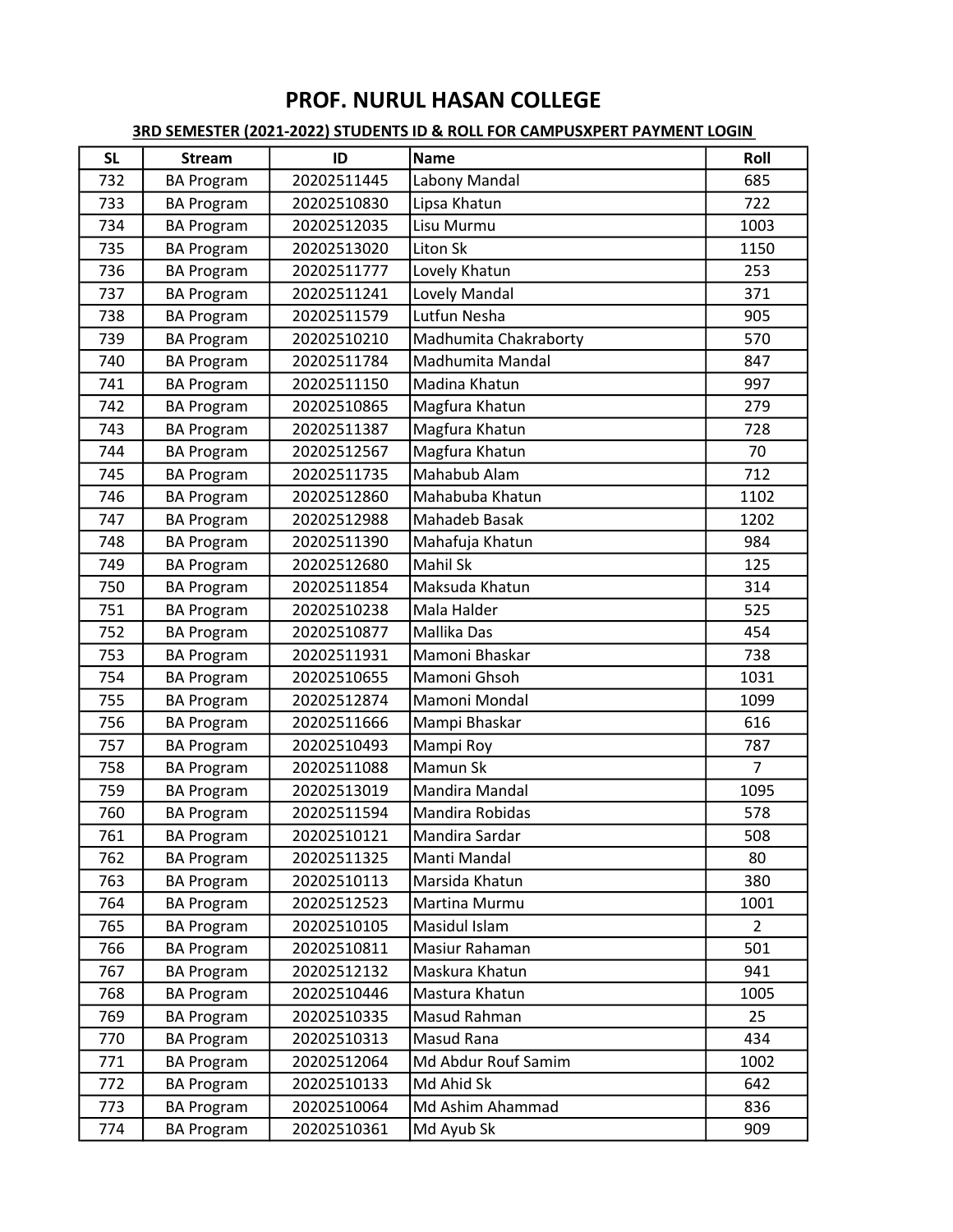# PROF. NURUL HASAN COLLEGE

**3RD SEMESTER (2021-2022) STUDENTS ID & ROLL FOR CAMPUSXPERT PAYMENT LOGIN**

| SL | Stream | ID | Name | Roll |
|---|---|---|---|---|
| 732 | BA Program | 20202511445 | Labony Mandal | 685 |
| 733 | BA Program | 20202510830 | Lipsa Khatun | 722 |
| 734 | BA Program | 20202512035 | Lisu Murmu | 1003 |
| 735 | BA Program | 20202513020 | Liton Sk | 1150 |
| 736 | BA Program | 20202511777 | Lovely Khatun | 253 |
| 737 | BA Program | 20202511241 | Lovely Mandal | 371 |
| 738 | BA Program | 20202511579 | Lutfun Nesha | 905 |
| 739 | BA Program | 20202510210 | Madhumita Chakraborty | 570 |
| 740 | BA Program | 20202511784 | Madhumita Mandal | 847 |
| 741 | BA Program | 20202511150 | Madina Khatun | 997 |
| 742 | BA Program | 20202510865 | Magfura Khatun | 279 |
| 743 | BA Program | 20202511387 | Magfura Khatun | 728 |
| 744 | BA Program | 20202512567 | Magfura Khatun | 70 |
| 745 | BA Program | 20202511735 | Mahabub Alam | 712 |
| 746 | BA Program | 20202512860 | Mahabuba Khatun | 1102 |
| 747 | BA Program | 20202512988 | Mahadeb Basak | 1202 |
| 748 | BA Program | 20202511390 | Mahafuja Khatun | 984 |
| 749 | BA Program | 20202512680 | Mahil Sk | 125 |
| 750 | BA Program | 20202511854 | Maksuda Khatun | 314 |
| 751 | BA Program | 20202510238 | Mala Halder | 525 |
| 752 | BA Program | 20202510877 | Mallika Das | 454 |
| 753 | BA Program | 20202511931 | Mamoni Bhaskar | 738 |
| 754 | BA Program | 20202510655 | Mamoni Ghsoh | 1031 |
| 755 | BA Program | 20202512874 | Mamoni Mondal | 1099 |
| 756 | BA Program | 20202511666 | Mampi Bhaskar | 616 |
| 757 | BA Program | 20202510493 | Mampi Roy | 787 |
| 758 | BA Program | 20202511088 | Mamun Sk | 7 |
| 759 | BA Program | 20202513019 | Mandira Mandal | 1095 |
| 760 | BA Program | 20202511594 | Mandira Robidas | 578 |
| 761 | BA Program | 20202510121 | Mandira Sardar | 508 |
| 762 | BA Program | 20202511325 | Manti Mandal | 80 |
| 763 | BA Program | 20202510113 | Marsida Khatun | 380 |
| 764 | BA Program | 20202512523 | Martina Murmu | 1001 |
| 765 | BA Program | 20202510105 | Masidul Islam | 2 |
| 766 | BA Program | 20202510811 | Masiur Rahaman | 501 |
| 767 | BA Program | 20202512132 | Maskura Khatun | 941 |
| 768 | BA Program | 20202510446 | Mastura Khatun | 1005 |
| 769 | BA Program | 20202510335 | Masud Rahman | 25 |
| 770 | BA Program | 20202510313 | Masud Rana | 434 |
| 771 | BA Program | 20202512064 | Md Abdur Rouf Samim | 1002 |
| 772 | BA Program | 20202510133 | Md Ahid Sk | 642 |
| 773 | BA Program | 20202510064 | Md Ashim Ahammad | 836 |
| 774 | BA Program | 20202510361 | Md Ayub Sk | 909 |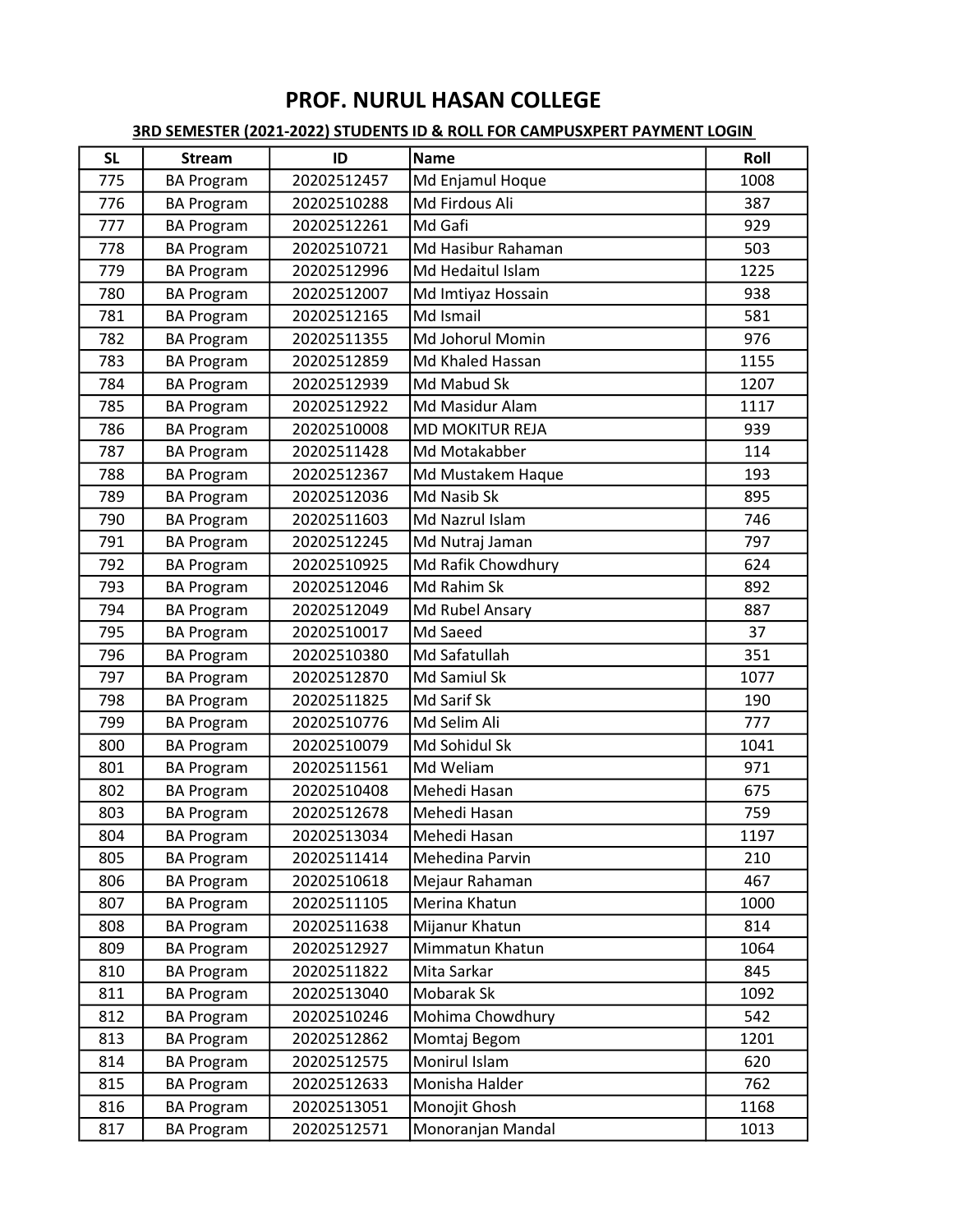# PROF. NURUL HASAN COLLEGE

**3RD SEMESTER (2021-2022) STUDENTS ID & ROLL FOR CAMPUSXPERT PAYMENT LOGIN**

| SL | Stream | ID | Name | Roll |
|---|---|---|---|---|
| 775 | BA Program | 20202512457 | Md Enjamul Hoque | 1008 |
| 776 | BA Program | 20202510288 | Md Firdous Ali | 387 |
| 777 | BA Program | 20202512261 | Md Gafi | 929 |
| 778 | BA Program | 20202510721 | Md Hasibur Rahaman | 503 |
| 779 | BA Program | 20202512996 | Md Hedaitul Islam | 1225 |
| 780 | BA Program | 20202512007 | Md Imtiyaz Hossain | 938 |
| 781 | BA Program | 20202512165 | Md Ismail | 581 |
| 782 | BA Program | 20202511355 | Md Johorul Momin | 976 |
| 783 | BA Program | 20202512859 | Md Khaled Hassan | 1155 |
| 784 | BA Program | 20202512939 | Md Mabud Sk | 1207 |
| 785 | BA Program | 20202512922 | Md Masidur Alam | 1117 |
| 786 | BA Program | 20202510008 | MD MOKITUR REJA | 939 |
| 787 | BA Program | 20202511428 | Md Motakabber | 114 |
| 788 | BA Program | 20202512367 | Md Mustakem Haque | 193 |
| 789 | BA Program | 20202512036 | Md Nasib Sk | 895 |
| 790 | BA Program | 20202511603 | Md Nazrul Islam | 746 |
| 791 | BA Program | 20202512245 | Md Nutraj Jaman | 797 |
| 792 | BA Program | 20202510925 | Md Rafik Chowdhury | 624 |
| 793 | BA Program | 20202512046 | Md Rahim Sk | 892 |
| 794 | BA Program | 20202512049 | Md Rubel Ansary | 887 |
| 795 | BA Program | 20202510017 | Md Saeed | 37 |
| 796 | BA Program | 20202510380 | Md Safatullah | 351 |
| 797 | BA Program | 20202512870 | Md Samiul Sk | 1077 |
| 798 | BA Program | 20202511825 | Md Sarif Sk | 190 |
| 799 | BA Program | 20202510776 | Md Selim Ali | 777 |
| 800 | BA Program | 20202510079 | Md Sohidul Sk | 1041 |
| 801 | BA Program | 20202511561 | Md Weliam | 971 |
| 802 | BA Program | 20202510408 | Mehedi Hasan | 675 |
| 803 | BA Program | 20202512678 | Mehedi Hasan | 759 |
| 804 | BA Program | 20202513034 | Mehedi Hasan | 1197 |
| 805 | BA Program | 20202511414 | Mehedina Parvin | 210 |
| 806 | BA Program | 20202510618 | Mejaur Rahaman | 467 |
| 807 | BA Program | 20202511105 | Merina Khatun | 1000 |
| 808 | BA Program | 20202511638 | Mijanur Khatun | 814 |
| 809 | BA Program | 20202512927 | Mimmatun Khatun | 1064 |
| 810 | BA Program | 20202511822 | Mita Sarkar | 845 |
| 811 | BA Program | 20202513040 | Mobarak Sk | 1092 |
| 812 | BA Program | 20202510246 | Mohima Chowdhury | 542 |
| 813 | BA Program | 20202512862 | Momtaj Begom | 1201 |
| 814 | BA Program | 20202512575 | Monirul Islam | 620 |
| 815 | BA Program | 20202512633 | Monisha Halder | 762 |
| 816 | BA Program | 20202513051 | Monojit Ghosh | 1168 |
| 817 | BA Program | 20202512571 | Monoranjan Mandal | 1013 |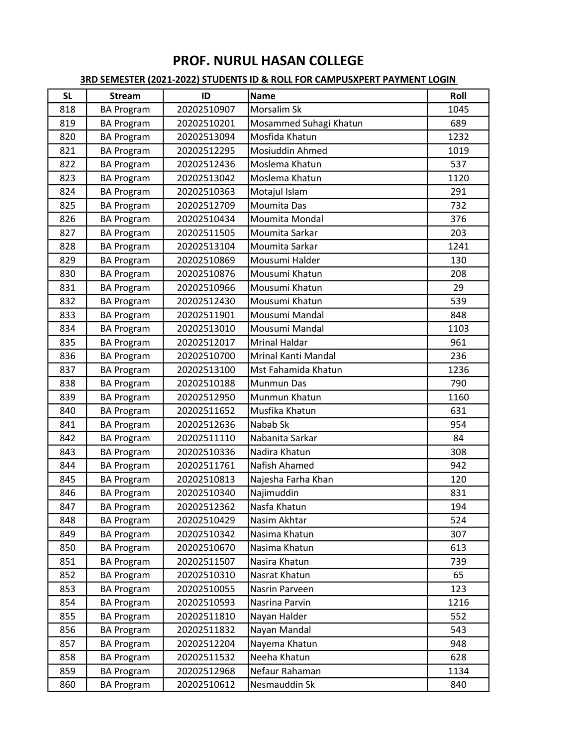# PROF. NURUL HASAN COLLEGE

**3RD SEMESTER (2021-2022) STUDENTS ID & ROLL FOR CAMPUSXPERT PAYMENT LOGIN**

| SL | Stream | ID | Name | Roll |
|---|---|---|---|---|
| 818 | BA Program | 20202510907 | Morsalim Sk | 1045 |
| 819 | BA Program | 20202510201 | Mosammed Suhagi Khatun | 689 |
| 820 | BA Program | 20202513094 | Mosfida Khatun | 1232 |
| 821 | BA Program | 20202512295 | Mosiuddin Ahmed | 1019 |
| 822 | BA Program | 20202512436 | Moslema Khatun | 537 |
| 823 | BA Program | 20202513042 | Moslema Khatun | 1120 |
| 824 | BA Program | 20202510363 | Motajul Islam | 291 |
| 825 | BA Program | 20202512709 | Moumita Das | 732 |
| 826 | BA Program | 20202510434 | Moumita Mondal | 376 |
| 827 | BA Program | 20202511505 | Moumita Sarkar | 203 |
| 828 | BA Program | 20202513104 | Moumita Sarkar | 1241 |
| 829 | BA Program | 20202510869 | Mousumi Halder | 130 |
| 830 | BA Program | 20202510876 | Mousumi Khatun | 208 |
| 831 | BA Program | 20202510966 | Mousumi Khatun | 29 |
| 832 | BA Program | 20202512430 | Mousumi Khatun | 539 |
| 833 | BA Program | 20202511901 | Mousumi Mandal | 848 |
| 834 | BA Program | 20202513010 | Mousumi Mandal | 1103 |
| 835 | BA Program | 20202512017 | Mrinal Haldar | 961 |
| 836 | BA Program | 20202510700 | Mrinal Kanti Mandal | 236 |
| 837 | BA Program | 20202513100 | Mst Fahamida Khatun | 1236 |
| 838 | BA Program | 20202510188 | Munmun Das | 790 |
| 839 | BA Program | 20202512950 | Munmun Khatun | 1160 |
| 840 | BA Program | 20202511652 | Musfika Khatun | 631 |
| 841 | BA Program | 20202512636 | Nabab Sk | 954 |
| 842 | BA Program | 20202511110 | Nabanita Sarkar | 84 |
| 843 | BA Program | 20202510336 | Nadira Khatun | 308 |
| 844 | BA Program | 20202511761 | Nafish Ahamed | 942 |
| 845 | BA Program | 20202510813 | Najesha Farha Khan | 120 |
| 846 | BA Program | 20202510340 | Najimuddin | 831 |
| 847 | BA Program | 20202512362 | Nasfa Khatun | 194 |
| 848 | BA Program | 20202510429 | Nasim Akhtar | 524 |
| 849 | BA Program | 20202510342 | Nasima Khatun | 307 |
| 850 | BA Program | 20202510670 | Nasima Khatun | 613 |
| 851 | BA Program | 20202511507 | Nasira Khatun | 739 |
| 852 | BA Program | 20202510310 | Nasrat Khatun | 65 |
| 853 | BA Program | 20202510055 | Nasrin Parveen | 123 |
| 854 | BA Program | 20202510593 | Nasrina Parvin | 1216 |
| 855 | BA Program | 20202511810 | Nayan Halder | 552 |
| 856 | BA Program | 20202511832 | Nayan Mandal | 543 |
| 857 | BA Program | 20202512204 | Nayema Khatun | 948 |
| 858 | BA Program | 20202511532 | Neeha Khatun | 628 |
| 859 | BA Program | 20202512968 | Nefaur Rahaman | 1134 |
| 860 | BA Program | 20202510612 | Nesmauddin Sk | 840 |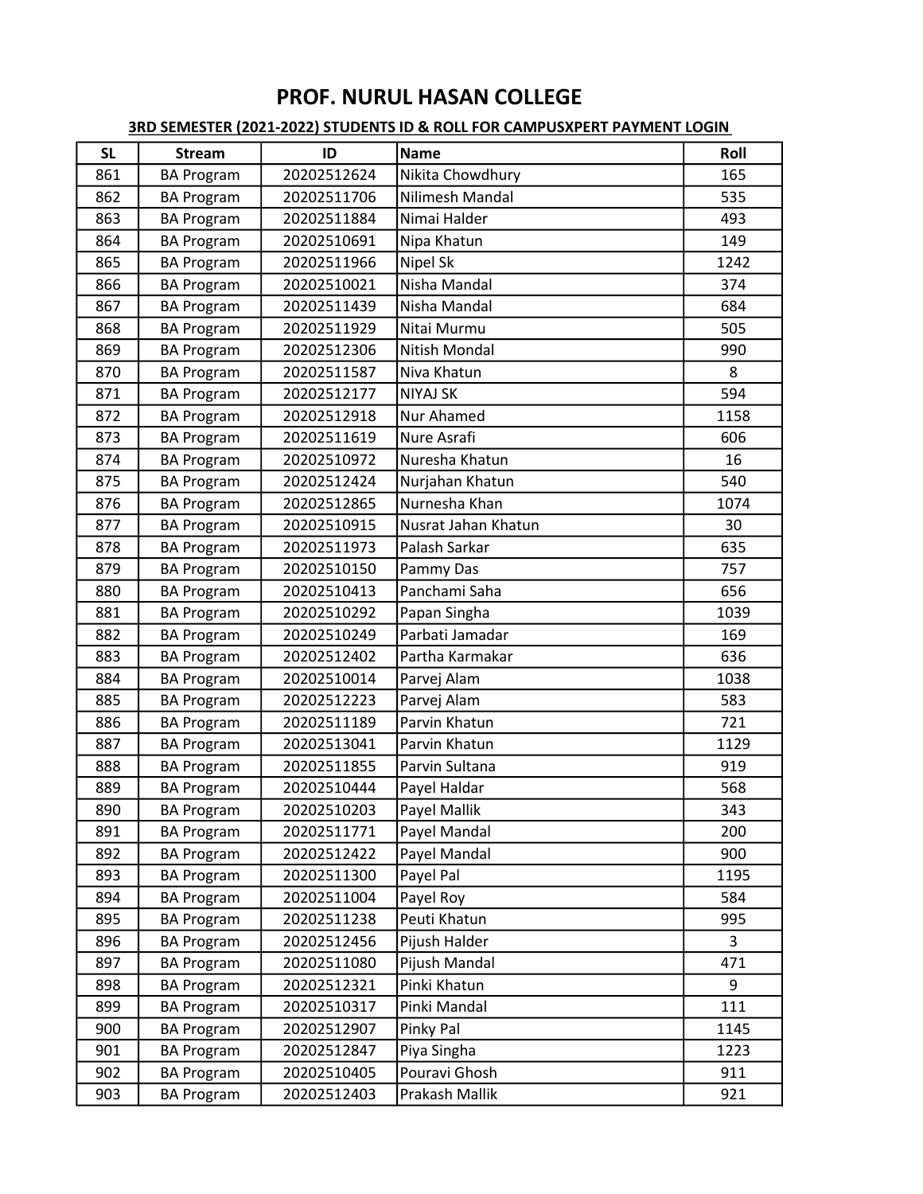# PROF. NURUL HASAN COLLEGE

**3RD SEMESTER (2021-2022) STUDENTS ID & ROLL FOR CAMPUSXPERT PAYMENT LOGIN**

| SL | Stream | ID | Name | Roll |
|---|---|---|---|---|
| 861 | BA Program | 20202512624 | Nikita Chowdhury | 165 |
| 862 | BA Program | 20202511706 | Nilimesh Mandal | 535 |
| 863 | BA Program | 20202511884 | Nimai Halder | 493 |
| 864 | BA Program | 20202510691 | Nipa Khatun | 149 |
| 865 | BA Program | 20202511966 | Nipel Sk | 1242 |
| 866 | BA Program | 20202510021 | Nisha Mandal | 374 |
| 867 | BA Program | 20202511439 | Nisha Mandal | 684 |
| 868 | BA Program | 20202511929 | Nitai Murmu | 505 |
| 869 | BA Program | 20202512306 | Nitish Mondal | 990 |
| 870 | BA Program | 20202511587 | Niva Khatun | 8 |
| 871 | BA Program | 20202512177 | NIYAJ SK | 594 |
| 872 | BA Program | 20202512918 | Nur Ahamed | 1158 |
| 873 | BA Program | 20202511619 | Nure Asrafi | 606 |
| 874 | BA Program | 20202510972 | Nuresha Khatun | 16 |
| 875 | BA Program | 20202512424 | Nurjahan Khatun | 540 |
| 876 | BA Program | 20202512865 | Nurnesha Khan | 1074 |
| 877 | BA Program | 20202510915 | Nusrat Jahan Khatun | 30 |
| 878 | BA Program | 20202511973 | Palash Sarkar | 635 |
| 879 | BA Program | 20202510150 | Pammy Das | 757 |
| 880 | BA Program | 20202510413 | Panchami Saha | 656 |
| 881 | BA Program | 20202510292 | Papan Singha | 1039 |
| 882 | BA Program | 20202510249 | Parbati Jamadar | 169 |
| 883 | BA Program | 20202512402 | Partha Karmakar | 636 |
| 884 | BA Program | 20202510014 | Parvej Alam | 1038 |
| 885 | BA Program | 20202512223 | Parvej Alam | 583 |
| 886 | BA Program | 20202511189 | Parvin Khatun | 721 |
| 887 | BA Program | 20202513041 | Parvin Khatun | 1129 |
| 888 | BA Program | 20202511855 | Parvin Sultana | 919 |
| 889 | BA Program | 20202510444 | Payel Haldar | 568 |
| 890 | BA Program | 20202510203 | Payel Mallik | 343 |
| 891 | BA Program | 20202511771 | Payel Mandal | 200 |
| 892 | BA Program | 20202512422 | Payel Mandal | 900 |
| 893 | BA Program | 20202511300 | Payel Pal | 1195 |
| 894 | BA Program | 20202511004 | Payel Roy | 584 |
| 895 | BA Program | 20202511238 | Peuti Khatun | 995 |
| 896 | BA Program | 20202512456 | Pijush Halder | 3 |
| 897 | BA Program | 20202511080 | Pijush Mandal | 471 |
| 898 | BA Program | 20202512321 | Pinki Khatun | 9 |
| 899 | BA Program | 20202510317 | Pinki Mandal | 111 |
| 900 | BA Program | 20202512907 | Pinky Pal | 1145 |
| 901 | BA Program | 20202512847 | Piya Singha | 1223 |
| 902 | BA Program | 20202510405 | Pouravi Ghosh | 911 |
| 903 | BA Program | 20202512403 | Prakash Mallik | 921 |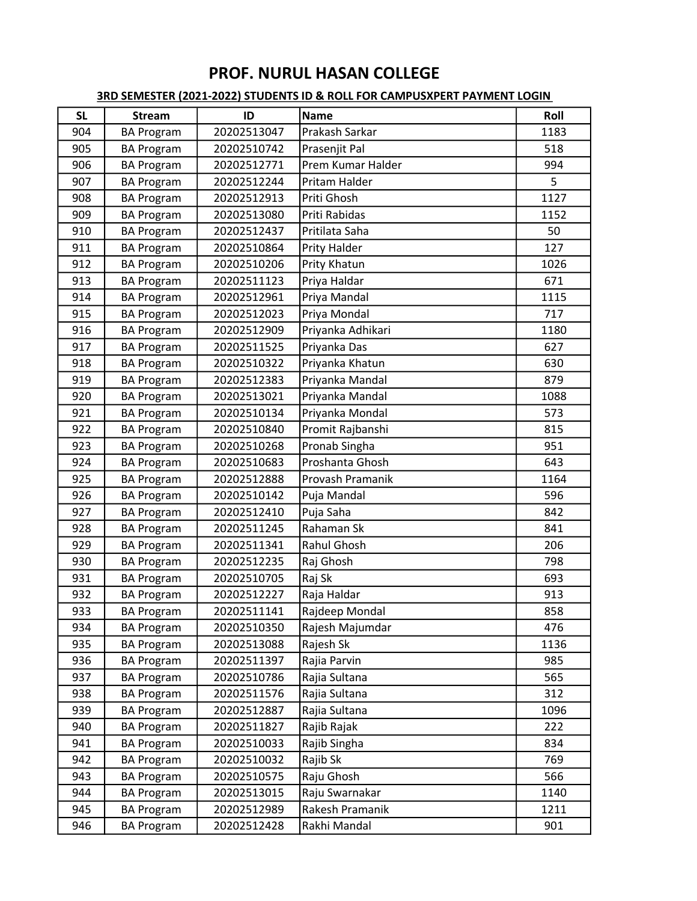# PROF. NURUL HASAN COLLEGE

**3RD SEMESTER (2021-2022) STUDENTS ID & ROLL FOR CAMPUSXPERT PAYMENT LOGIN**

| SL | Stream | ID | Name | Roll |
|---|---|---|---|---|
| 904 | BA Program | 20202513047 | Prakash Sarkar | 1183 |
| 905 | BA Program | 20202510742 | Prasenjit Pal | 518 |
| 906 | BA Program | 20202512771 | Prem Kumar Halder | 994 |
| 907 | BA Program | 20202512244 | Pritam Halder | 5 |
| 908 | BA Program | 20202512913 | Priti Ghosh | 1127 |
| 909 | BA Program | 20202513080 | Priti Rabidas | 1152 |
| 910 | BA Program | 20202512437 | Pritilata Saha | 50 |
| 911 | BA Program | 20202510864 | Prity Halder | 127 |
| 912 | BA Program | 20202510206 | Prity Khatun | 1026 |
| 913 | BA Program | 20202511123 | Priya Haldar | 671 |
| 914 | BA Program | 20202512961 | Priya Mandal | 1115 |
| 915 | BA Program | 20202512023 | Priya Mondal | 717 |
| 916 | BA Program | 20202512909 | Priyanka Adhikari | 1180 |
| 917 | BA Program | 20202511525 | Priyanka Das | 627 |
| 918 | BA Program | 20202510322 | Priyanka Khatun | 630 |
| 919 | BA Program | 20202512383 | Priyanka Mandal | 879 |
| 920 | BA Program | 20202513021 | Priyanka Mandal | 1088 |
| 921 | BA Program | 20202510134 | Priyanka Mondal | 573 |
| 922 | BA Program | 20202510840 | Promit Rajbanshi | 815 |
| 923 | BA Program | 20202510268 | Pronab Singha | 951 |
| 924 | BA Program | 20202510683 | Proshanta Ghosh | 643 |
| 925 | BA Program | 20202512888 | Provash Pramanik | 1164 |
| 926 | BA Program | 20202510142 | Puja Mandal | 596 |
| 927 | BA Program | 20202512410 | Puja Saha | 842 |
| 928 | BA Program | 20202511245 | Rahaman Sk | 841 |
| 929 | BA Program | 20202511341 | Rahul Ghosh | 206 |
| 930 | BA Program | 20202512235 | Raj Ghosh | 798 |
| 931 | BA Program | 20202510705 | Raj Sk | 693 |
| 932 | BA Program | 20202512227 | Raja Haldar | 913 |
| 933 | BA Program | 20202511141 | Rajdeep Mondal | 858 |
| 934 | BA Program | 20202510350 | Rajesh Majumdar | 476 |
| 935 | BA Program | 20202513088 | Rajesh Sk | 1136 |
| 936 | BA Program | 20202511397 | Rajia Parvin | 985 |
| 937 | BA Program | 20202510786 | Rajia Sultana | 565 |
| 938 | BA Program | 20202511576 | Rajia Sultana | 312 |
| 939 | BA Program | 20202512887 | Rajia Sultana | 1096 |
| 940 | BA Program | 20202511827 | Rajib Rajak | 222 |
| 941 | BA Program | 20202510033 | Rajib Singha | 834 |
| 942 | BA Program | 20202510032 | Rajib Sk | 769 |
| 943 | BA Program | 20202510575 | Raju Ghosh | 566 |
| 944 | BA Program | 20202513015 | Raju Swarnakar | 1140 |
| 945 | BA Program | 20202512989 | Rakesh Pramanik | 1211 |
| 946 | BA Program | 20202512428 | Rakhi Mandal | 901 |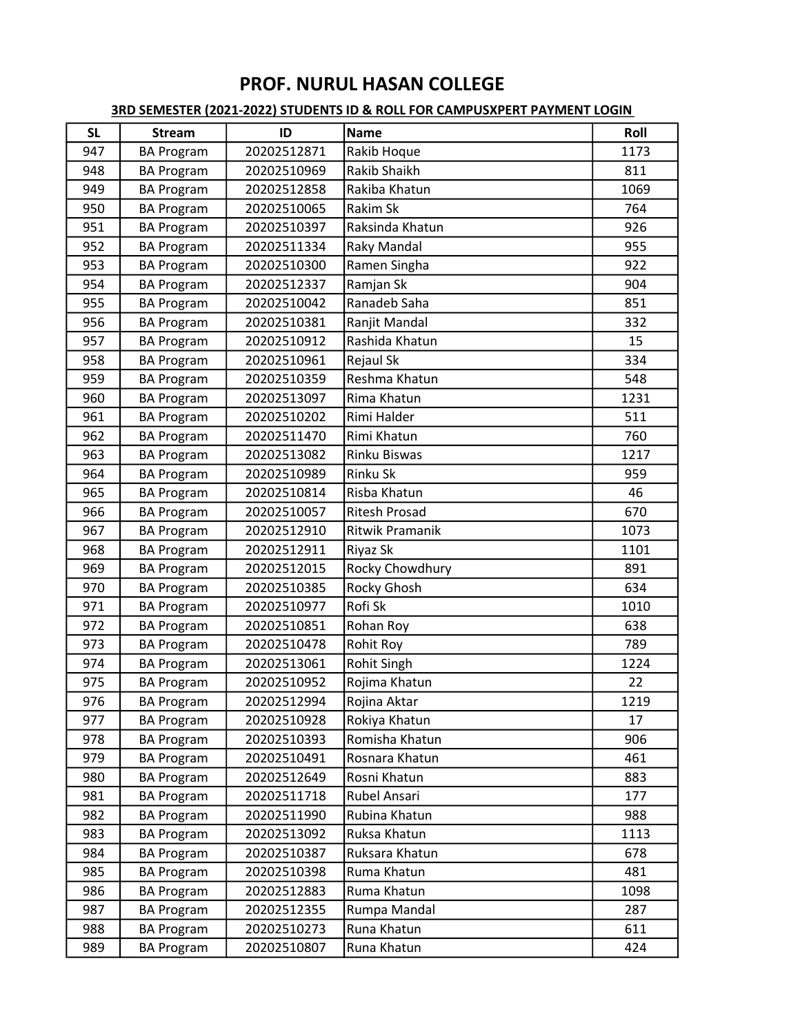# PROF. NURUL HASAN COLLEGE

**3RD SEMESTER (2021-2022) STUDENTS ID & ROLL FOR CAMPUSXPERT PAYMENT LOGIN**

| SL | Stream | ID | Name | Roll |
|---|---|---|---|---|
| 947 | BA Program | 20202512871 | Rakib Hoque | 1173 |
| 948 | BA Program | 20202510969 | Rakib Shaikh | 811 |
| 949 | BA Program | 20202512858 | Rakiba Khatun | 1069 |
| 950 | BA Program | 20202510065 | Rakim Sk | 764 |
| 951 | BA Program | 20202510397 | Raksinda Khatun | 926 |
| 952 | BA Program | 20202511334 | Raky Mandal | 955 |
| 953 | BA Program | 20202510300 | Ramen Singha | 922 |
| 954 | BA Program | 20202512337 | Ramjan Sk | 904 |
| 955 | BA Program | 20202510042 | Ranadeb Saha | 851 |
| 956 | BA Program | 20202510381 | Ranjit Mandal | 332 |
| 957 | BA Program | 20202510912 | Rashida Khatun | 15 |
| 958 | BA Program | 20202510961 | Rejaul Sk | 334 |
| 959 | BA Program | 20202510359 | Reshma Khatun | 548 |
| 960 | BA Program | 20202513097 | Rima Khatun | 1231 |
| 961 | BA Program | 20202510202 | Rimi Halder | 511 |
| 962 | BA Program | 20202511470 | Rimi Khatun | 760 |
| 963 | BA Program | 20202513082 | Rinku Biswas | 1217 |
| 964 | BA Program | 20202510989 | Rinku Sk | 959 |
| 965 | BA Program | 20202510814 | Risba Khatun | 46 |
| 966 | BA Program | 20202510057 | Ritesh Prosad | 670 |
| 967 | BA Program | 20202512910 | Ritwik Pramanik | 1073 |
| 968 | BA Program | 20202512911 | Riyaz Sk | 1101 |
| 969 | BA Program | 20202512015 | Rocky Chowdhury | 891 |
| 970 | BA Program | 20202510385 | Rocky Ghosh | 634 |
| 971 | BA Program | 20202510977 | Rofi Sk | 1010 |
| 972 | BA Program | 20202510851 | Rohan Roy | 638 |
| 973 | BA Program | 20202510478 | Rohit Roy | 789 |
| 974 | BA Program | 20202513061 | Rohit Singh | 1224 |
| 975 | BA Program | 20202510952 | Rojima Khatun | 22 |
| 976 | BA Program | 20202512994 | Rojina Aktar | 1219 |
| 977 | BA Program | 20202510928 | Rokiya Khatun | 17 |
| 978 | BA Program | 20202510393 | Romisha Khatun | 906 |
| 979 | BA Program | 20202510491 | Rosnara Khatun | 461 |
| 980 | BA Program | 20202512649 | Rosni Khatun | 883 |
| 981 | BA Program | 20202511718 | Rubel Ansari | 177 |
| 982 | BA Program | 20202511990 | Rubina Khatun | 988 |
| 983 | BA Program | 20202513092 | Ruksa Khatun | 1113 |
| 984 | BA Program | 20202510387 | Ruksara Khatun | 678 |
| 985 | BA Program | 20202510398 | Ruma Khatun | 481 |
| 986 | BA Program | 20202512883 | Ruma Khatun | 1098 |
| 987 | BA Program | 20202512355 | Rumpa Mandal | 287 |
| 988 | BA Program | 20202510273 | Runa Khatun | 611 |
| 989 | BA Program | 20202510807 | Runa Khatun | 424 |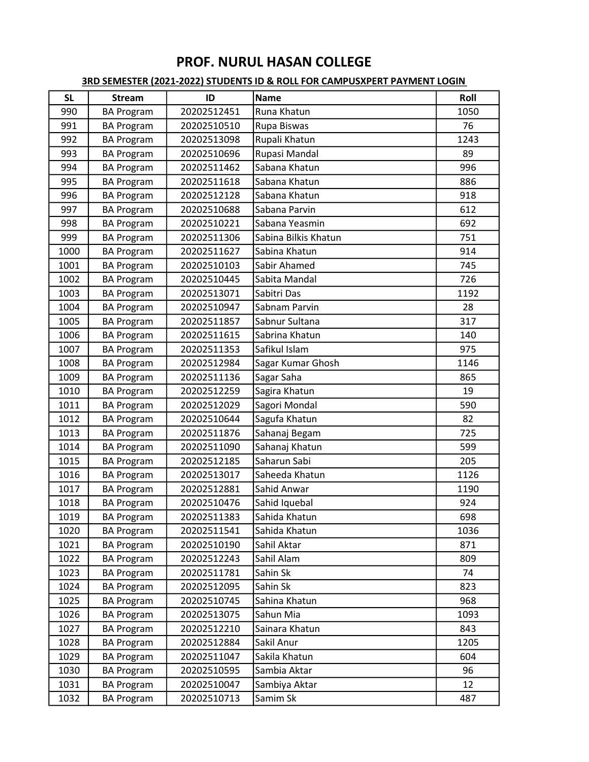# PROF. NURUL HASAN COLLEGE

**3RD SEMESTER (2021-2022) STUDENTS ID & ROLL FOR CAMPUSXPERT PAYMENT LOGIN**

| SL | Stream | ID | Name | Roll |
|---|---|---|---|---|
| 990 | BA Program | 20202512451 | Runa Khatun | 1050 |
| 991 | BA Program | 20202510510 | Rupa Biswas | 76 |
| 992 | BA Program | 20202513098 | Rupali Khatun | 1243 |
| 993 | BA Program | 20202510696 | Rupasi Mandal | 89 |
| 994 | BA Program | 20202511462 | Sabana Khatun | 996 |
| 995 | BA Program | 20202511618 | Sabana Khatun | 886 |
| 996 | BA Program | 20202512128 | Sabana Khatun | 918 |
| 997 | BA Program | 20202510688 | Sabana Parvin | 612 |
| 998 | BA Program | 20202510221 | Sabana Yeasmin | 692 |
| 999 | BA Program | 20202511306 | Sabina Bilkis Khatun | 751 |
| 1000 | BA Program | 20202511627 | Sabina Khatun | 914 |
| 1001 | BA Program | 20202510103 | Sabir Ahamed | 745 |
| 1002 | BA Program | 20202510445 | Sabita Mandal | 726 |
| 1003 | BA Program | 20202513071 | Sabitri Das | 1192 |
| 1004 | BA Program | 20202510947 | Sabnam Parvin | 28 |
| 1005 | BA Program | 20202511857 | Sabnur Sultana | 317 |
| 1006 | BA Program | 20202511615 | Sabrina Khatun | 140 |
| 1007 | BA Program | 20202511353 | Safikul Islam | 975 |
| 1008 | BA Program | 20202512984 | Sagar Kumar Ghosh | 1146 |
| 1009 | BA Program | 20202511136 | Sagar Saha | 865 |
| 1010 | BA Program | 20202512259 | Sagira Khatun | 19 |
| 1011 | BA Program | 20202512029 | Sagori Mondal | 590 |
| 1012 | BA Program | 20202510644 | Sagufa Khatun | 82 |
| 1013 | BA Program | 20202511876 | Sahanaj Begam | 725 |
| 1014 | BA Program | 20202511090 | Sahanaj Khatun | 599 |
| 1015 | BA Program | 20202512185 | Saharun Sabi | 205 |
| 1016 | BA Program | 20202513017 | Saheeda Khatun | 1126 |
| 1017 | BA Program | 20202512881 | Sahid Anwar | 1190 |
| 1018 | BA Program | 20202510476 | Sahid Iquebal | 924 |
| 1019 | BA Program | 20202511383 | Sahida Khatun | 698 |
| 1020 | BA Program | 20202511541 | Sahida Khatun | 1036 |
| 1021 | BA Program | 20202510190 | Sahil Aktar | 871 |
| 1022 | BA Program | 20202512243 | Sahil Alam | 809 |
| 1023 | BA Program | 20202511781 | Sahin Sk | 74 |
| 1024 | BA Program | 20202512095 | Sahin Sk | 823 |
| 1025 | BA Program | 20202510745 | Sahina Khatun | 968 |
| 1026 | BA Program | 20202513075 | Sahun Mia | 1093 |
| 1027 | BA Program | 20202512210 | Sainara Khatun | 843 |
| 1028 | BA Program | 20202512884 | Sakil Anur | 1205 |
| 1029 | BA Program | 20202511047 | Sakila Khatun | 604 |
| 1030 | BA Program | 20202510595 | Sambia Aktar | 96 |
| 1031 | BA Program | 20202510047 | Sambiya Aktar | 12 |
| 1032 | BA Program | 20202510713 | Samim Sk | 487 |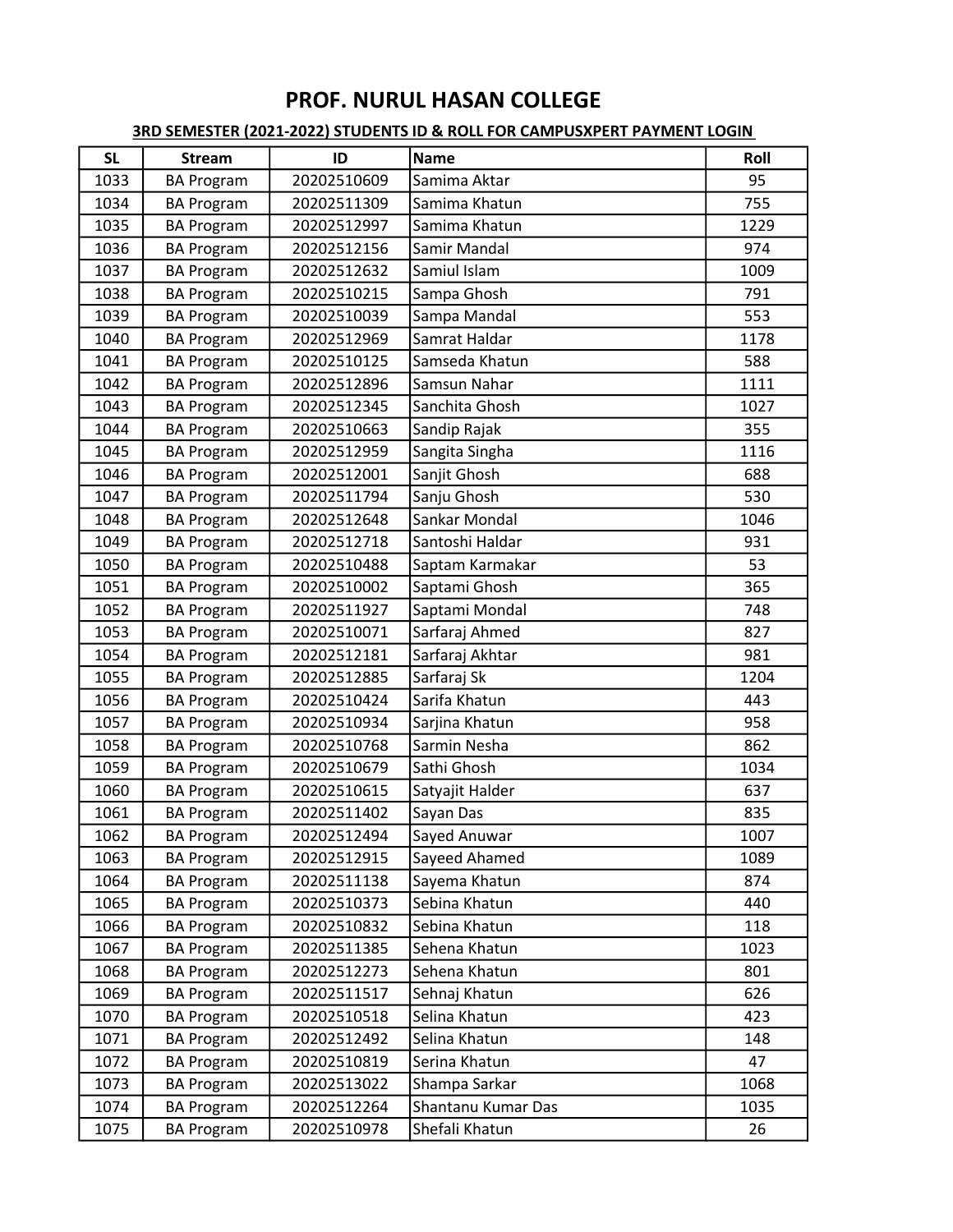# PROF. NURUL HASAN COLLEGE

**3RD SEMESTER (2021-2022) STUDENTS ID & ROLL FOR CAMPUSXPERT PAYMENT LOGIN**

| SL | Stream | ID | Name | Roll |
|---|---|---|---|---|
| 1033 | BA Program | 20202510609 | Samima Aktar | 95 |
| 1034 | BA Program | 20202511309 | Samima Khatun | 755 |
| 1035 | BA Program | 20202512997 | Samima Khatun | 1229 |
| 1036 | BA Program | 20202512156 | Samir Mandal | 974 |
| 1037 | BA Program | 20202512632 | Samiul Islam | 1009 |
| 1038 | BA Program | 20202510215 | Sampa Ghosh | 791 |
| 1039 | BA Program | 20202510039 | Sampa Mandal | 553 |
| 1040 | BA Program | 20202512969 | Samrat Haldar | 1178 |
| 1041 | BA Program | 20202510125 | Samseda Khatun | 588 |
| 1042 | BA Program | 20202512896 | Samsun Nahar | 1111 |
| 1043 | BA Program | 20202512345 | Sanchita Ghosh | 1027 |
| 1044 | BA Program | 20202510663 | Sandip Rajak | 355 |
| 1045 | BA Program | 20202512959 | Sangita Singha | 1116 |
| 1046 | BA Program | 20202512001 | Sanjit Ghosh | 688 |
| 1047 | BA Program | 20202511794 | Sanju Ghosh | 530 |
| 1048 | BA Program | 20202512648 | Sankar Mondal | 1046 |
| 1049 | BA Program | 20202512718 | Santoshi Haldar | 931 |
| 1050 | BA Program | 20202510488 | Saptam Karmakar | 53 |
| 1051 | BA Program | 20202510002 | Saptami Ghosh | 365 |
| 1052 | BA Program | 20202511927 | Saptami Mondal | 748 |
| 1053 | BA Program | 20202510071 | Sarfaraj Ahmed | 827 |
| 1054 | BA Program | 20202512181 | Sarfaraj Akhtar | 981 |
| 1055 | BA Program | 20202512885 | Sarfaraj Sk | 1204 |
| 1056 | BA Program | 20202510424 | Sarifa Khatun | 443 |
| 1057 | BA Program | 20202510934 | Sarjina Khatun | 958 |
| 1058 | BA Program | 20202510768 | Sarmin Nesha | 862 |
| 1059 | BA Program | 20202510679 | Sathi Ghosh | 1034 |
| 1060 | BA Program | 20202510615 | Satyajit Halder | 637 |
| 1061 | BA Program | 20202511402 | Sayan Das | 835 |
| 1062 | BA Program | 20202512494 | Sayed Anuwar | 1007 |
| 1063 | BA Program | 20202512915 | Sayeed Ahamed | 1089 |
| 1064 | BA Program | 20202511138 | Sayema Khatun | 874 |
| 1065 | BA Program | 20202510373 | Sebina Khatun | 440 |
| 1066 | BA Program | 20202510832 | Sebina Khatun | 118 |
| 1067 | BA Program | 20202511385 | Sehena Khatun | 1023 |
| 1068 | BA Program | 20202512273 | Sehena Khatun | 801 |
| 1069 | BA Program | 20202511517 | Sehnaj Khatun | 626 |
| 1070 | BA Program | 20202510518 | Selina Khatun | 423 |
| 1071 | BA Program | 20202512492 | Selina Khatun | 148 |
| 1072 | BA Program | 20202510819 | Serina Khatun | 47 |
| 1073 | BA Program | 20202513022 | Shampa Sarkar | 1068 |
| 1074 | BA Program | 20202512264 | Shantanu Kumar Das | 1035 |
| 1075 | BA Program | 20202510978 | Shefali Khatun | 26 |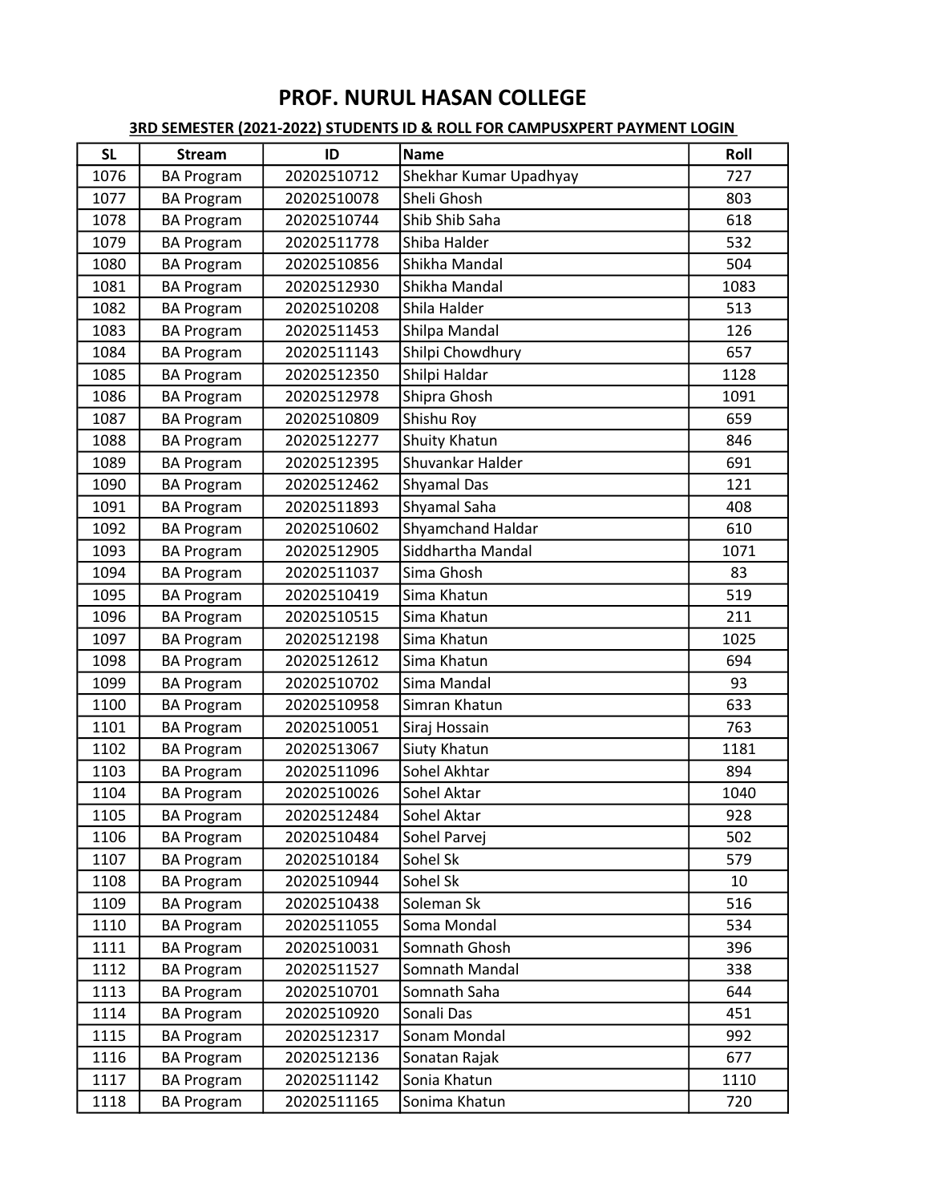# PROF. NURUL HASAN COLLEGE

**3RD SEMESTER (2021-2022) STUDENTS ID & ROLL FOR CAMPUSXPERT PAYMENT LOGIN**

| SL | Stream | ID | Name | Roll |
|---|---|---|---|---|
| 1076 | BA Program | 20202510712 | Shekhar Kumar Upadhyay | 727 |
| 1077 | BA Program | 20202510078 | Sheli Ghosh | 803 |
| 1078 | BA Program | 20202510744 | Shib Shib Saha | 618 |
| 1079 | BA Program | 20202511778 | Shiba Halder | 532 |
| 1080 | BA Program | 20202510856 | Shikha Mandal | 504 |
| 1081 | BA Program | 20202512930 | Shikha Mandal | 1083 |
| 1082 | BA Program | 20202510208 | Shila Halder | 513 |
| 1083 | BA Program | 20202511453 | Shilpa Mandal | 126 |
| 1084 | BA Program | 20202511143 | Shilpi Chowdhury | 657 |
| 1085 | BA Program | 20202512350 | Shilpi Haldar | 1128 |
| 1086 | BA Program | 20202512978 | Shipra Ghosh | 1091 |
| 1087 | BA Program | 20202510809 | Shishu Roy | 659 |
| 1088 | BA Program | 20202512277 | Shuity Khatun | 846 |
| 1089 | BA Program | 20202512395 | Shuvankar Halder | 691 |
| 1090 | BA Program | 20202512462 | Shyamal Das | 121 |
| 1091 | BA Program | 20202511893 | Shyamal Saha | 408 |
| 1092 | BA Program | 20202510602 | Shyamchand Haldar | 610 |
| 1093 | BA Program | 20202512905 | Siddhartha Mandal | 1071 |
| 1094 | BA Program | 20202511037 | Sima Ghosh | 83 |
| 1095 | BA Program | 20202510419 | Sima Khatun | 519 |
| 1096 | BA Program | 20202510515 | Sima Khatun | 211 |
| 1097 | BA Program | 20202512198 | Sima Khatun | 1025 |
| 1098 | BA Program | 20202512612 | Sima Khatun | 694 |
| 1099 | BA Program | 20202510702 | Sima Mandal | 93 |
| 1100 | BA Program | 20202510958 | Simran Khatun | 633 |
| 1101 | BA Program | 20202510051 | Siraj Hossain | 763 |
| 1102 | BA Program | 20202513067 | Siuty Khatun | 1181 |
| 1103 | BA Program | 20202511096 | Sohel Akhtar | 894 |
| 1104 | BA Program | 20202510026 | Sohel Aktar | 1040 |
| 1105 | BA Program | 20202512484 | Sohel Aktar | 928 |
| 1106 | BA Program | 20202510484 | Sohel Parvej | 502 |
| 1107 | BA Program | 20202510184 | Sohel Sk | 579 |
| 1108 | BA Program | 20202510944 | Sohel Sk | 10 |
| 1109 | BA Program | 20202510438 | Soleman Sk | 516 |
| 1110 | BA Program | 20202511055 | Soma Mondal | 534 |
| 1111 | BA Program | 20202510031 | Somnath Ghosh | 396 |
| 1112 | BA Program | 20202511527 | Somnath Mandal | 338 |
| 1113 | BA Program | 20202510701 | Somnath Saha | 644 |
| 1114 | BA Program | 20202510920 | Sonali Das | 451 |
| 1115 | BA Program | 20202512317 | Sonam Mondal | 992 |
| 1116 | BA Program | 20202512136 | Sonatan Rajak | 677 |
| 1117 | BA Program | 20202511142 | Sonia Khatun | 1110 |
| 1118 | BA Program | 20202511165 | Sonima Khatun | 720 |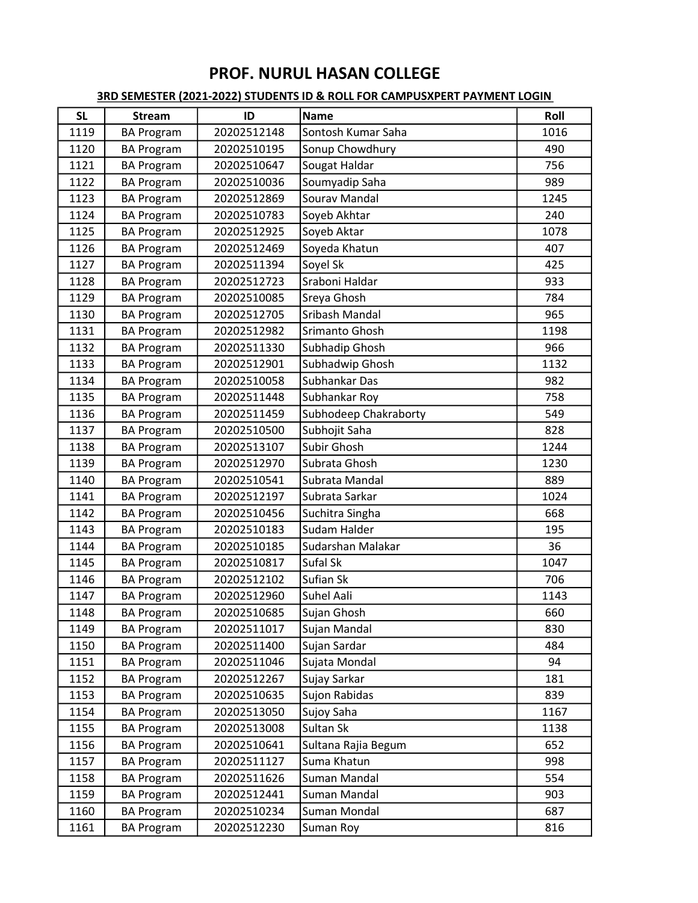# PROF. NURUL HASAN COLLEGE

**3RD SEMESTER (2021-2022) STUDENTS ID & ROLL FOR CAMPUSXPERT PAYMENT LOGIN**

| SL | Stream | ID | Name | Roll |
|---|---|---|---|---|
| 1119 | BA Program | 20202512148 | Sontosh Kumar Saha | 1016 |
| 1120 | BA Program | 20202510195 | Sonup Chowdhury | 490 |
| 1121 | BA Program | 20202510647 | Sougat Haldar | 756 |
| 1122 | BA Program | 20202510036 | Soumyadip Saha | 989 |
| 1123 | BA Program | 20202512869 | Sourav Mandal | 1245 |
| 1124 | BA Program | 20202510783 | Soyeb Akhtar | 240 |
| 1125 | BA Program | 20202512925 | Soyeb Aktar | 1078 |
| 1126 | BA Program | 20202512469 | Soyeda Khatun | 407 |
| 1127 | BA Program | 20202511394 | Soyel Sk | 425 |
| 1128 | BA Program | 20202512723 | Sraboni Haldar | 933 |
| 1129 | BA Program | 20202510085 | Sreya Ghosh | 784 |
| 1130 | BA Program | 20202512705 | Sribash Mandal | 965 |
| 1131 | BA Program | 20202512982 | Srimanto Ghosh | 1198 |
| 1132 | BA Program | 20202511330 | Subhadip Ghosh | 966 |
| 1133 | BA Program | 20202512901 | Subhadwip Ghosh | 1132 |
| 1134 | BA Program | 20202510058 | Subhankar Das | 982 |
| 1135 | BA Program | 20202511448 | Subhankar Roy | 758 |
| 1136 | BA Program | 20202511459 | Subhodeep Chakraborty | 549 |
| 1137 | BA Program | 20202510500 | Subhojit Saha | 828 |
| 1138 | BA Program | 20202513107 | Subir Ghosh | 1244 |
| 1139 | BA Program | 20202512970 | Subrata Ghosh | 1230 |
| 1140 | BA Program | 20202510541 | Subrata Mandal | 889 |
| 1141 | BA Program | 20202512197 | Subrata Sarkar | 1024 |
| 1142 | BA Program | 20202510456 | Suchitra Singha | 668 |
| 1143 | BA Program | 20202510183 | Sudam Halder | 195 |
| 1144 | BA Program | 20202510185 | Sudarshan Malakar | 36 |
| 1145 | BA Program | 20202510817 | Sufal Sk | 1047 |
| 1146 | BA Program | 20202512102 | Sufian Sk | 706 |
| 1147 | BA Program | 20202512960 | Suhel Aali | 1143 |
| 1148 | BA Program | 20202510685 | Sujan Ghosh | 660 |
| 1149 | BA Program | 20202511017 | Sujan Mandal | 830 |
| 1150 | BA Program | 20202511400 | Sujan Sardar | 484 |
| 1151 | BA Program | 20202511046 | Sujata Mondal | 94 |
| 1152 | BA Program | 20202512267 | Sujay Sarkar | 181 |
| 1153 | BA Program | 20202510635 | Sujon Rabidas | 839 |
| 1154 | BA Program | 20202513050 | Sujoy Saha | 1167 |
| 1155 | BA Program | 20202513008 | Sultan Sk | 1138 |
| 1156 | BA Program | 20202510641 | Sultana Rajia Begum | 652 |
| 1157 | BA Program | 20202511127 | Suma Khatun | 998 |
| 1158 | BA Program | 20202511626 | Suman Mandal | 554 |
| 1159 | BA Program | 20202512441 | Suman Mandal | 903 |
| 1160 | BA Program | 20202510234 | Suman Mondal | 687 |
| 1161 | BA Program | 20202512230 | Suman Roy | 816 |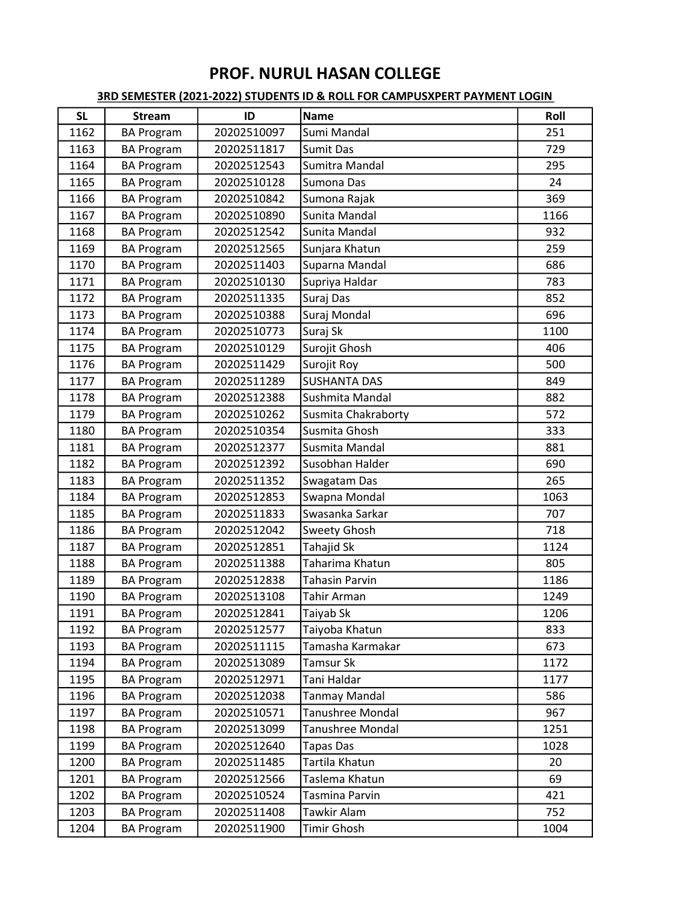# PROF. NURUL HASAN COLLEGE

**3RD SEMESTER (2021-2022) STUDENTS ID & ROLL FOR CAMPUSXPERT PAYMENT LOGIN**

| SL | Stream | ID | Name | Roll |
|---|---|---|---|---|
| 1162 | BA Program | 20202510097 | Sumi Mandal | 251 |
| 1163 | BA Program | 20202511817 | Sumit Das | 729 |
| 1164 | BA Program | 20202512543 | Sumitra Mandal | 295 |
| 1165 | BA Program | 20202510128 | Sumona Das | 24 |
| 1166 | BA Program | 20202510842 | Sumona Rajak | 369 |
| 1167 | BA Program | 20202510890 | Sunita Mandal | 1166 |
| 1168 | BA Program | 20202512542 | Sunita Mandal | 932 |
| 1169 | BA Program | 20202512565 | Sunjara Khatun | 259 |
| 1170 | BA Program | 20202511403 | Suparna Mandal | 686 |
| 1171 | BA Program | 20202510130 | Supriya Haldar | 783 |
| 1172 | BA Program | 20202511335 | Suraj Das | 852 |
| 1173 | BA Program | 20202510388 | Suraj Mondal | 696 |
| 1174 | BA Program | 20202510773 | Suraj Sk | 1100 |
| 1175 | BA Program | 20202510129 | Surojit Ghosh | 406 |
| 1176 | BA Program | 20202511429 | Surojit Roy | 500 |
| 1177 | BA Program | 20202511289 | SUSHANTA DAS | 849 |
| 1178 | BA Program | 20202512388 | Sushmita Mandal | 882 |
| 1179 | BA Program | 20202510262 | Susmita Chakraborty | 572 |
| 1180 | BA Program | 20202510354 | Susmita Ghosh | 333 |
| 1181 | BA Program | 20202512377 | Susmita Mandal | 881 |
| 1182 | BA Program | 20202512392 | Susobhan Halder | 690 |
| 1183 | BA Program | 20202511352 | Swagatam Das | 265 |
| 1184 | BA Program | 20202512853 | Swapna Mondal | 1063 |
| 1185 | BA Program | 20202511833 | Swasanka Sarkar | 707 |
| 1186 | BA Program | 20202512042 | Sweety Ghosh | 718 |
| 1187 | BA Program | 20202512851 | Tahajid Sk | 1124 |
| 1188 | BA Program | 20202511388 | Taharima Khatun | 805 |
| 1189 | BA Program | 20202512838 | Tahasin Parvin | 1186 |
| 1190 | BA Program | 20202513108 | Tahir Arman | 1249 |
| 1191 | BA Program | 20202512841 | Taiyab Sk | 1206 |
| 1192 | BA Program | 20202512577 | Taiyoba Khatun | 833 |
| 1193 | BA Program | 20202511115 | Tamasha Karmakar | 673 |
| 1194 | BA Program | 20202513089 | Tamsur Sk | 1172 |
| 1195 | BA Program | 20202512971 | Tani Haldar | 1177 |
| 1196 | BA Program | 20202512038 | Tanmay Mandal | 586 |
| 1197 | BA Program | 20202510571 | Tanushree Mondal | 967 |
| 1198 | BA Program | 20202513099 | Tanushree Mondal | 1251 |
| 1199 | BA Program | 20202512640 | Tapas Das | 1028 |
| 1200 | BA Program | 20202511485 | Tartila Khatun | 20 |
| 1201 | BA Program | 20202512566 | Taslema Khatun | 69 |
| 1202 | BA Program | 20202510524 | Tasmina Parvin | 421 |
| 1203 | BA Program | 20202511408 | Tawkir Alam | 752 |
| 1204 | BA Program | 20202511900 | Timir Ghosh | 1004 |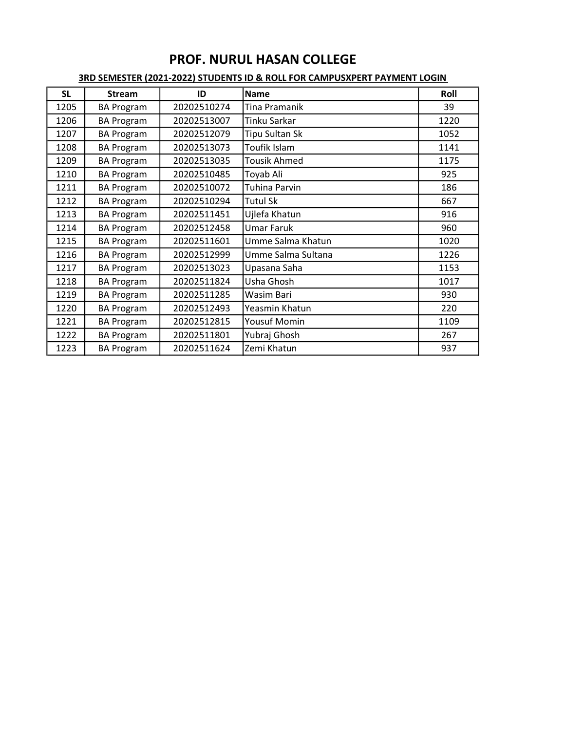# PROF. NURUL HASAN COLLEGE

**3RD SEMESTER (2021-2022) STUDENTS ID & ROLL FOR CAMPUSXPERT PAYMENT LOGIN**

| SL | Stream | ID | Name | Roll |
|---|---|---|---|---|
| 1205 | BA Program | 20202510274 | Tina Pramanik | 39 |
| 1206 | BA Program | 20202513007 | Tinku Sarkar | 1220 |
| 1207 | BA Program | 20202512079 | Tipu Sultan Sk | 1052 |
| 1208 | BA Program | 20202513073 | Toufik Islam | 1141 |
| 1209 | BA Program | 20202513035 | Tousik Ahmed | 1175 |
| 1210 | BA Program | 20202510485 | Toyab Ali | 925 |
| 1211 | BA Program | 20202510072 | Tuhina Parvin | 186 |
| 1212 | BA Program | 20202510294 | Tutul Sk | 667 |
| 1213 | BA Program | 20202511451 | Ujlefa Khatun | 916 |
| 1214 | BA Program | 20202512458 | Umar Faruk | 960 |
| 1215 | BA Program | 20202511601 | Umme Salma Khatun | 1020 |
| 1216 | BA Program | 20202512999 | Umme Salma Sultana | 1226 |
| 1217 | BA Program | 20202513023 | Upasana Saha | 1153 |
| 1218 | BA Program | 20202511824 | Usha Ghosh | 1017 |
| 1219 | BA Program | 20202511285 | Wasim Bari | 930 |
| 1220 | BA Program | 20202512493 | Yeasmin Khatun | 220 |
| 1221 | BA Program | 20202512815 | Yousuf Momin | 1109 |
| 1222 | BA Program | 20202511801 | Yubraj Ghosh | 267 |
| 1223 | BA Program | 20202511624 | Zemi Khatun | 937 |